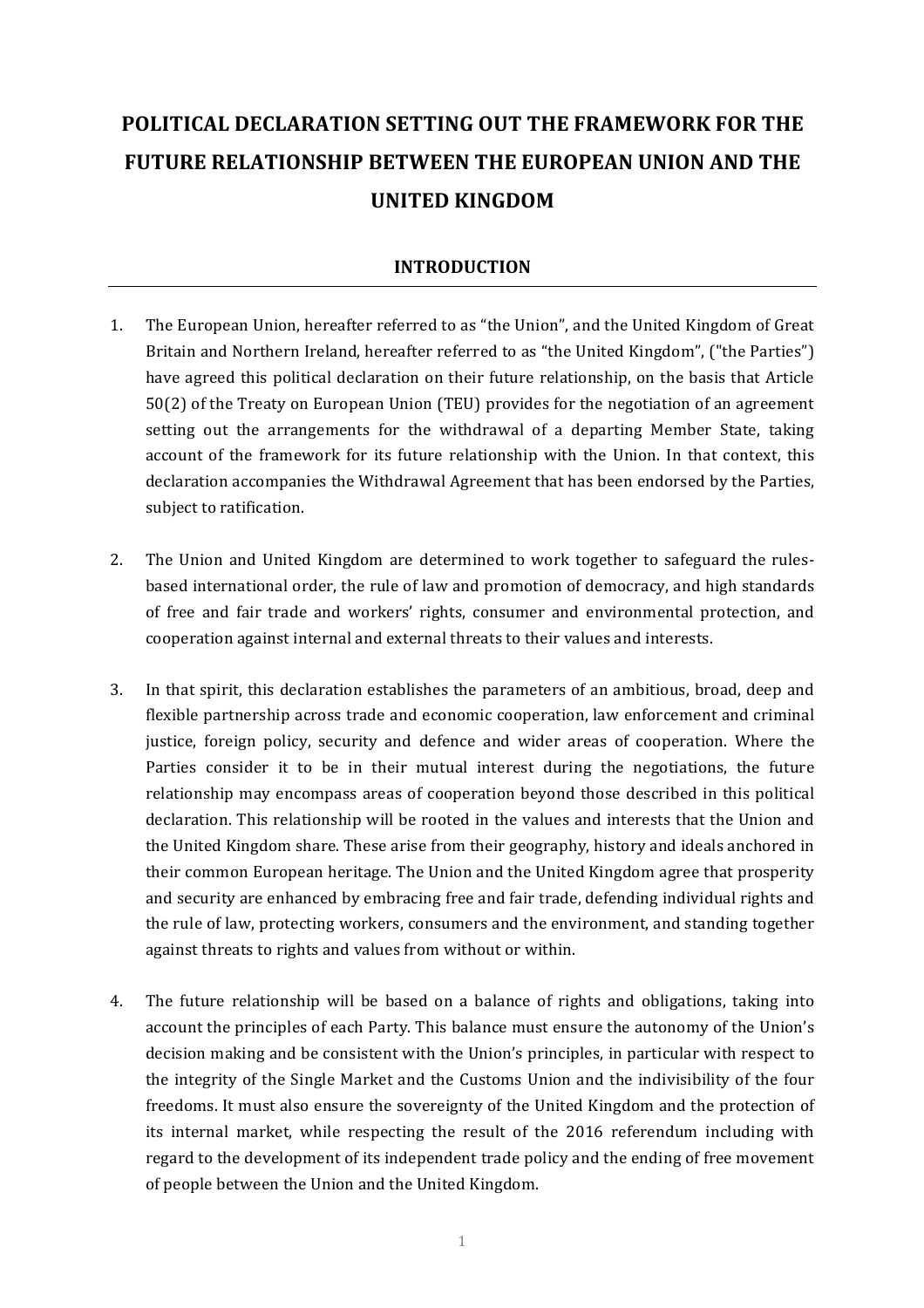# POLITICAL DECLARATION SETTING OUT THE FRAMEWORK FOR THE FUTURE RELATIONSHIP BETWEEN THE EUROPEAN UNION AND THE UNITED KINGDOM

## INTRODUCTION

1. The European Union, hereafter referred to as "the Union", and the United Kingdom of Great Britain and Northern Ireland, hereafter referred to as "the United Kingdom", ("the Parties") have agreed this political declaration on their future relationship, on the basis that Article 50(2) of the Treaty on European Union (TEU) provides for the negotiation of an agreement setting out the arrangements for the withdrawal of a departing Member State, taking account of the framework for its future relationship with the Union. In that context, this declaration accompanies the Withdrawal Agreement that has been endorsed by the Parties, subject to ratification.

2. The Union and United Kingdom are determined to work together to safeguard the rules-based international order, the rule of law and promotion of democracy, and high standards of free and fair trade and workers' rights, consumer and environmental protection, and cooperation against internal and external threats to their values and interests.

3. In that spirit, this declaration establishes the parameters of an ambitious, broad, deep and flexible partnership across trade and economic cooperation, law enforcement and criminal justice, foreign policy, security and defence and wider areas of cooperation. Where the Parties consider it to be in their mutual interest during the negotiations, the future relationship may encompass areas of cooperation beyond those described in this political declaration. This relationship will be rooted in the values and interests that the Union and the United Kingdom share. These arise from their geography, history and ideals anchored in their common European heritage. The Union and the United Kingdom agree that prosperity and security are enhanced by embracing free and fair trade, defending individual rights and the rule of law, protecting workers, consumers and the environment, and standing together against threats to rights and values from without or within.

4. The future relationship will be based on a balance of rights and obligations, taking into account the principles of each Party. This balance must ensure the autonomy of the Union's decision making and be consistent with the Union's principles, in particular with respect to the integrity of the Single Market and the Customs Union and the indivisibility of the four freedoms. It must also ensure the sovereignty of the United Kingdom and the protection of its internal market, while respecting the result of the 2016 referendum including with regard to the development of its independent trade policy and the ending of free movement of people between the Union and the United Kingdom.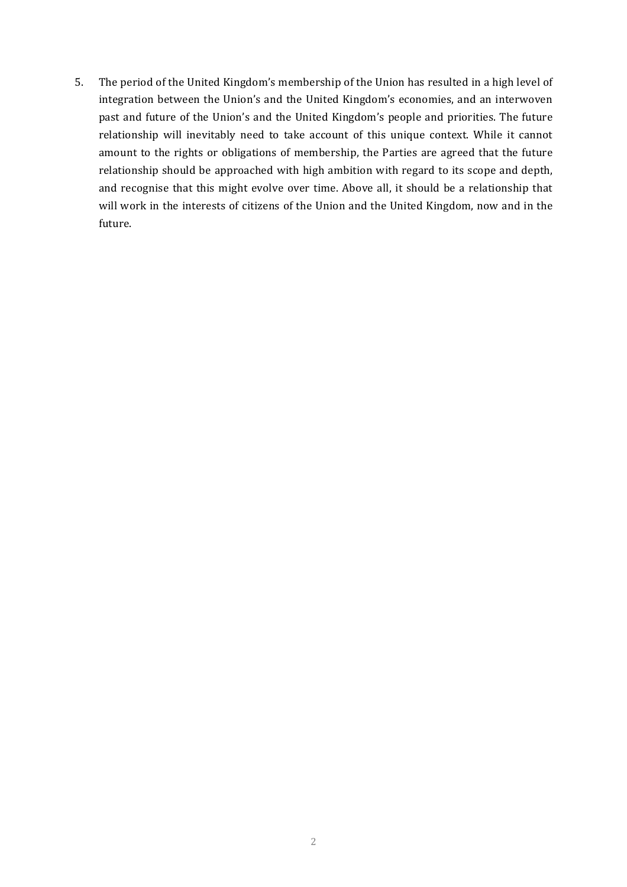5. The period of the United Kingdom's membership of the Union has resulted in a high level of integration between the Union's and the United Kingdom's economies, and an interwoven past and future of the Union's and the United Kingdom's people and priorities. The future relationship will inevitably need to take account of this unique context. While it cannot amount to the rights or obligations of membership, the Parties are agreed that the future relationship should be approached with high ambition with regard to its scope and depth, and recognise that this might evolve over time. Above all, it should be a relationship that will work in the interests of citizens of the Union and the United Kingdom, now and in the future.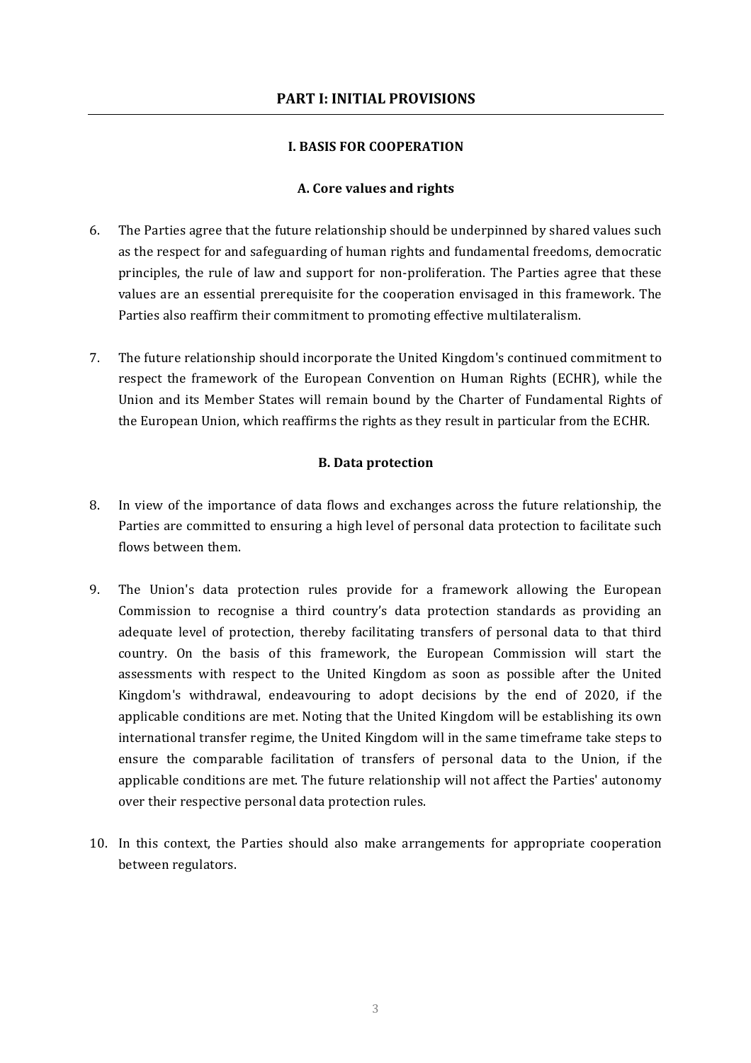# PART I: INITIAL PROVISIONS

## I. BASIS FOR COOPERATION

### A. Core values and rights

6. The Parties agree that the future relationship should be underpinned by shared values such as the respect for and safeguarding of human rights and fundamental freedoms, democratic principles, the rule of law and support for non-proliferation. The Parties agree that these values are an essential prerequisite for the cooperation envisaged in this framework. The Parties also reaffirm their commitment to promoting effective multilateralism.

7. The future relationship should incorporate the United Kingdom's continued commitment to respect the framework of the European Convention on Human Rights (ECHR), while the Union and its Member States will remain bound by the Charter of Fundamental Rights of the European Union, which reaffirms the rights as they result in particular from the ECHR.

### B. Data protection

8. In view of the importance of data flows and exchanges across the future relationship, the Parties are committed to ensuring a high level of personal data protection to facilitate such flows between them.

9. The Union's data protection rules provide for a framework allowing the European Commission to recognise a third country's data protection standards as providing an adequate level of protection, thereby facilitating transfers of personal data to that third country. On the basis of this framework, the European Commission will start the assessments with respect to the United Kingdom as soon as possible after the United Kingdom's withdrawal, endeavouring to adopt decisions by the end of 2020, if the applicable conditions are met. Noting that the United Kingdom will be establishing its own international transfer regime, the United Kingdom will in the same timeframe take steps to ensure the comparable facilitation of transfers of personal data to the Union, if the applicable conditions are met. The future relationship will not affect the Parties' autonomy over their respective personal data protection rules.

10. In this context, the Parties should also make arrangements for appropriate cooperation between regulators.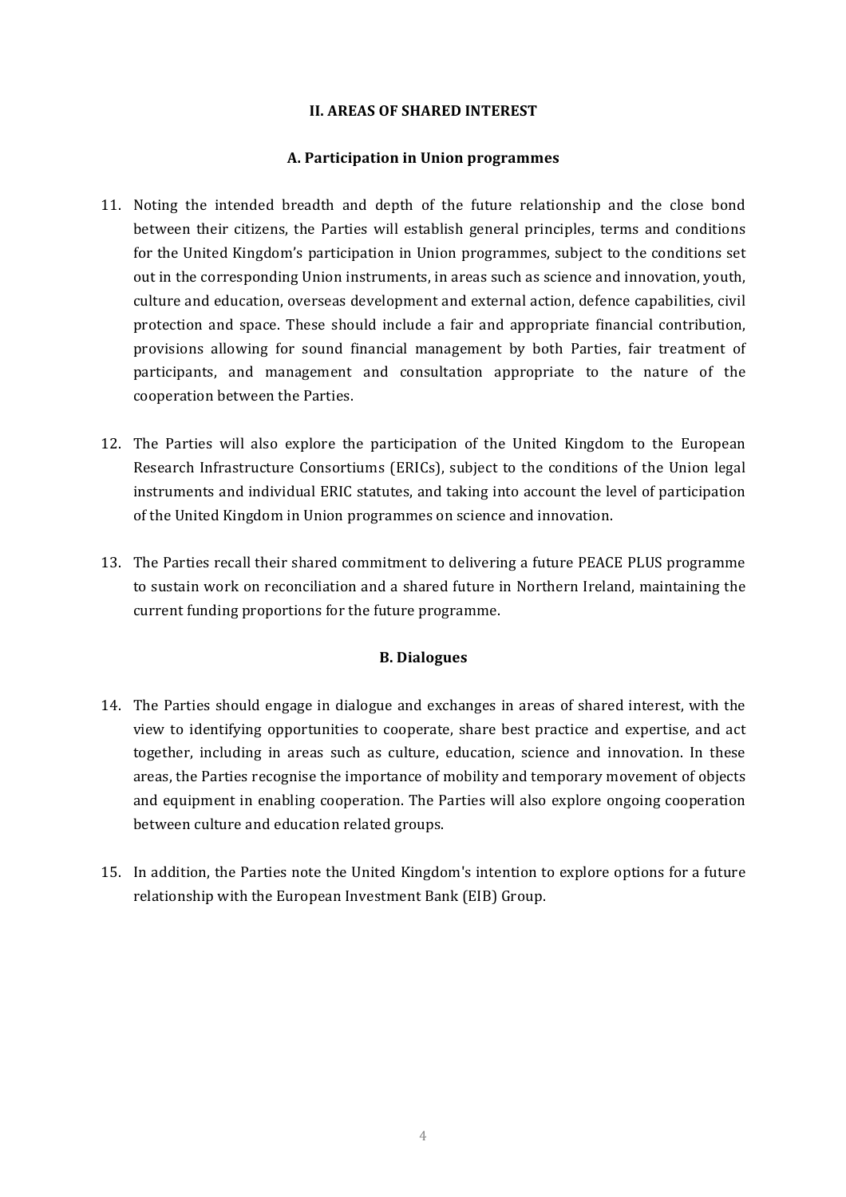## II. AREAS OF SHARED INTEREST

### A. Participation in Union programmes

11. Noting the intended breadth and depth of the future relationship and the close bond between their citizens, the Parties will establish general principles, terms and conditions for the United Kingdom's participation in Union programmes, subject to the conditions set out in the corresponding Union instruments, in areas such as science and innovation, youth, culture and education, overseas development and external action, defence capabilities, civil protection and space. These should include a fair and appropriate financial contribution, provisions allowing for sound financial management by both Parties, fair treatment of participants, and management and consultation appropriate to the nature of the cooperation between the Parties.

12. The Parties will also explore the participation of the United Kingdom to the European Research Infrastructure Consortiums (ERICs), subject to the conditions of the Union legal instruments and individual ERIC statutes, and taking into account the level of participation of the United Kingdom in Union programmes on science and innovation.

13. The Parties recall their shared commitment to delivering a future PEACE PLUS programme to sustain work on reconciliation and a shared future in Northern Ireland, maintaining the current funding proportions for the future programme.

### B. Dialogues

14. The Parties should engage in dialogue and exchanges in areas of shared interest, with the view to identifying opportunities to cooperate, share best practice and expertise, and act together, including in areas such as culture, education, science and innovation. In these areas, the Parties recognise the importance of mobility and temporary movement of objects and equipment in enabling cooperation. The Parties will also explore ongoing cooperation between culture and education related groups.

15. In addition, the Parties note the United Kingdom's intention to explore options for a future relationship with the European Investment Bank (EIB) Group.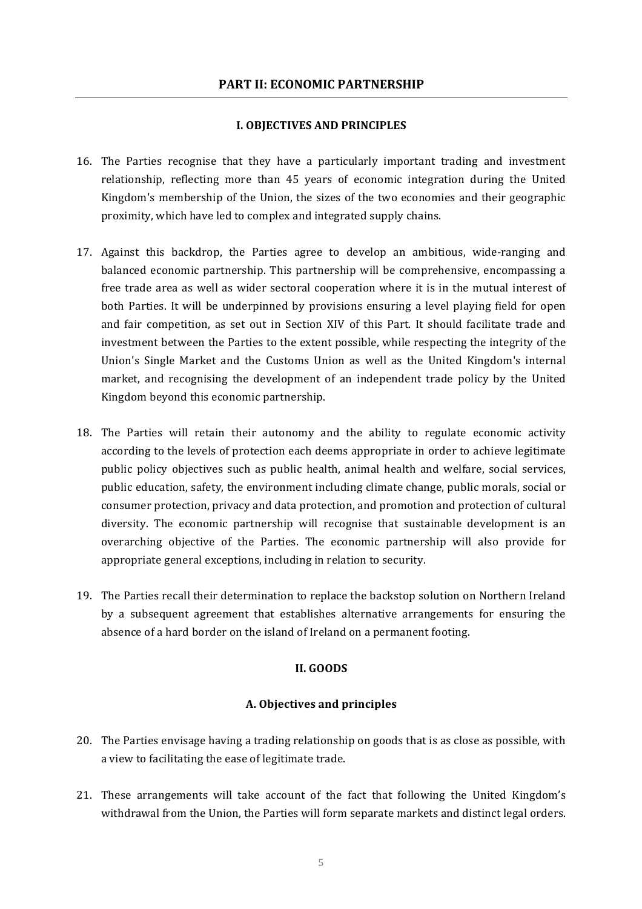## PART II: ECONOMIC PARTNERSHIP

### I. OBJECTIVES AND PRINCIPLES

16. The Parties recognise that they have a particularly important trading and investment relationship, reflecting more than 45 years of economic integration during the United Kingdom's membership of the Union, the sizes of the two economies and their geographic proximity, which have led to complex and integrated supply chains.

17. Against this backdrop, the Parties agree to develop an ambitious, wide-ranging and balanced economic partnership. This partnership will be comprehensive, encompassing a free trade area as well as wider sectoral cooperation where it is in the mutual interest of both Parties. It will be underpinned by provisions ensuring a level playing field for open and fair competition, as set out in Section XIV of this Part. It should facilitate trade and investment between the Parties to the extent possible, while respecting the integrity of the Union's Single Market and the Customs Union as well as the United Kingdom's internal market, and recognising the development of an independent trade policy by the United Kingdom beyond this economic partnership.

18. The Parties will retain their autonomy and the ability to regulate economic activity according to the levels of protection each deems appropriate in order to achieve legitimate public policy objectives such as public health, animal health and welfare, social services, public education, safety, the environment including climate change, public morals, social or consumer protection, privacy and data protection, and promotion and protection of cultural diversity. The economic partnership will recognise that sustainable development is an overarching objective of the Parties. The economic partnership will also provide for appropriate general exceptions, including in relation to security.

19. The Parties recall their determination to replace the backstop solution on Northern Ireland by a subsequent agreement that establishes alternative arrangements for ensuring the absence of a hard border on the island of Ireland on a permanent footing.

### II. GOODS

#### A. Objectives and principles

20. The Parties envisage having a trading relationship on goods that is as close as possible, with a view to facilitating the ease of legitimate trade.

21. These arrangements will take account of the fact that following the United Kingdom's withdrawal from the Union, the Parties will form separate markets and distinct legal orders.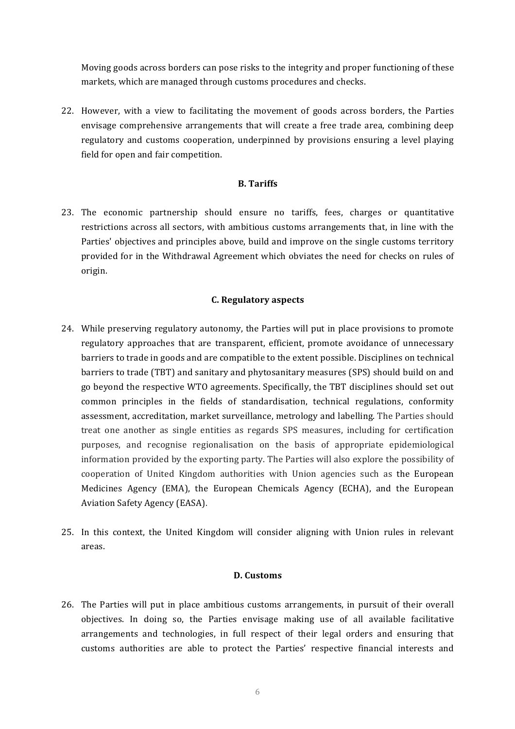Moving goods across borders can pose risks to the integrity and proper functioning of these markets, which are managed through customs procedures and checks.

22. However, with a view to facilitating the movement of goods across borders, the Parties envisage comprehensive arrangements that will create a free trade area, combining deep regulatory and customs cooperation, underpinned by provisions ensuring a level playing field for open and fair competition.

### B. Tariffs

23. The economic partnership should ensure no tariffs, fees, charges or quantitative restrictions across all sectors, with ambitious customs arrangements that, in line with the Parties' objectives and principles above, build and improve on the single customs territory provided for in the Withdrawal Agreement which obviates the need for checks on rules of origin.

### C. Regulatory aspects

24. While preserving regulatory autonomy, the Parties will put in place provisions to promote regulatory approaches that are transparent, efficient, promote avoidance of unnecessary barriers to trade in goods and are compatible to the extent possible. Disciplines on technical barriers to trade (TBT) and sanitary and phytosanitary measures (SPS) should build on and go beyond the respective WTO agreements. Specifically, the TBT disciplines should set out common principles in the fields of standardisation, technical regulations, conformity assessment, accreditation, market surveillance, metrology and labelling. The Parties should treat one another as single entities as regards SPS measures, including for certification purposes, and recognise regionalisation on the basis of appropriate epidemiological information provided by the exporting party. The Parties will also explore the possibility of cooperation of United Kingdom authorities with Union agencies such as the European Medicines Agency (EMA), the European Chemicals Agency (ECHA), and the European Aviation Safety Agency (EASA).

25. In this context, the United Kingdom will consider aligning with Union rules in relevant areas.

### D. Customs

26. The Parties will put in place ambitious customs arrangements, in pursuit of their overall objectives. In doing so, the Parties envisage making use of all available facilitative arrangements and technologies, in full respect of their legal orders and ensuring that customs authorities are able to protect the Parties' respective financial interests and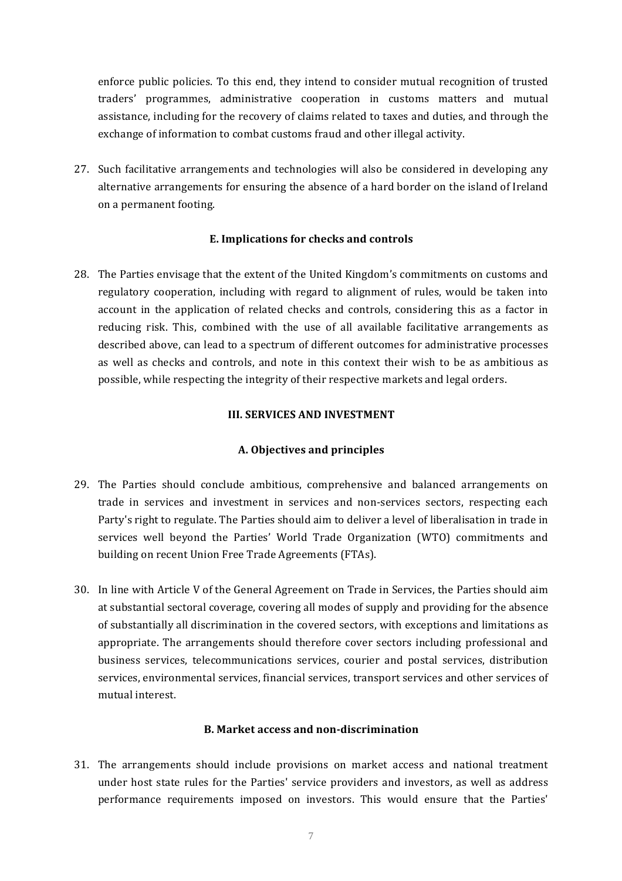enforce public policies. To this end, they intend to consider mutual recognition of trusted traders' programmes, administrative cooperation in customs matters and mutual assistance, including for the recovery of claims related to taxes and duties, and through the exchange of information to combat customs fraud and other illegal activity.

27. Such facilitative arrangements and technologies will also be considered in developing any alternative arrangements for ensuring the absence of a hard border on the island of Ireland on a permanent footing.

### E. Implications for checks and controls

28. The Parties envisage that the extent of the United Kingdom's commitments on customs and regulatory cooperation, including with regard to alignment of rules, would be taken into account in the application of related checks and controls, considering this as a factor in reducing risk. This, combined with the use of all available facilitative arrangements as described above, can lead to a spectrum of different outcomes for administrative processes as well as checks and controls, and note in this context their wish to be as ambitious as possible, while respecting the integrity of their respective markets and legal orders.

## III. SERVICES AND INVESTMENT

### A. Objectives and principles

29. The Parties should conclude ambitious, comprehensive and balanced arrangements on trade in services and investment in services and non-services sectors, respecting each Party's right to regulate. The Parties should aim to deliver a level of liberalisation in trade in services well beyond the Parties' World Trade Organization (WTO) commitments and building on recent Union Free Trade Agreements (FTAs).

30. In line with Article V of the General Agreement on Trade in Services, the Parties should aim at substantial sectoral coverage, covering all modes of supply and providing for the absence of substantially all discrimination in the covered sectors, with exceptions and limitations as appropriate. The arrangements should therefore cover sectors including professional and business services, telecommunications services, courier and postal services, distribution services, environmental services, financial services, transport services and other services of mutual interest.

### B. Market access and non-discrimination

31. The arrangements should include provisions on market access and national treatment under host state rules for the Parties' service providers and investors, as well as address performance requirements imposed on investors. This would ensure that the Parties'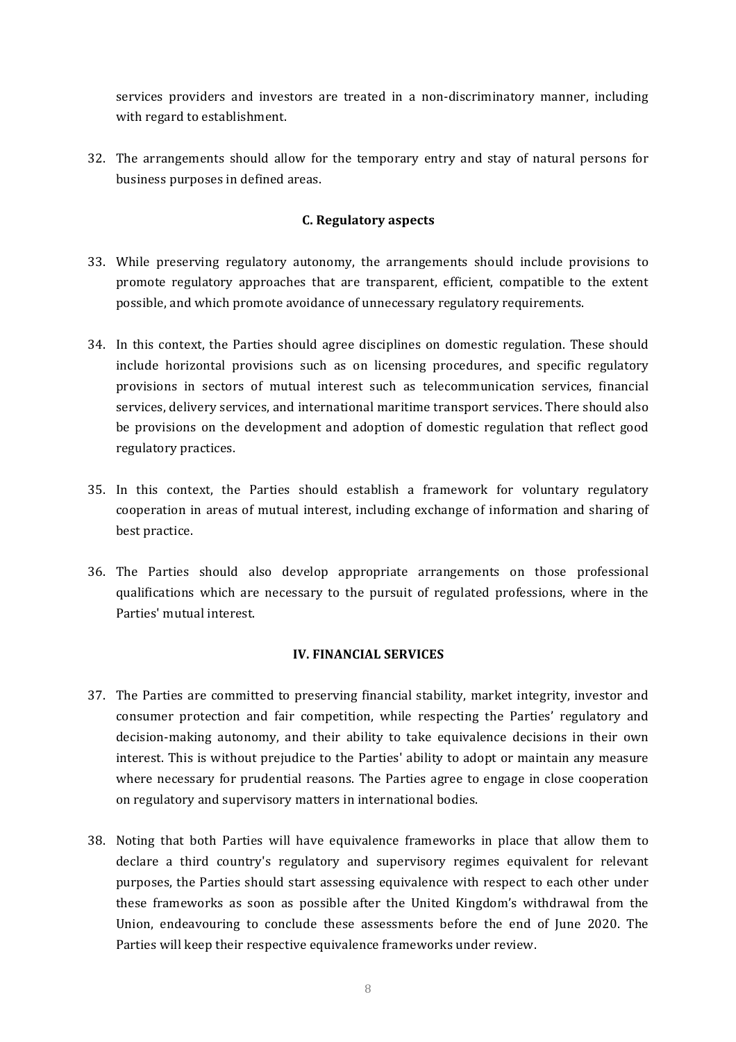services providers and investors are treated in a non-discriminatory manner, including with regard to establishment.

32. The arrangements should allow for the temporary entry and stay of natural persons for business purposes in defined areas.

### C. Regulatory aspects

33. While preserving regulatory autonomy, the arrangements should include provisions to promote regulatory approaches that are transparent, efficient, compatible to the extent possible, and which promote avoidance of unnecessary regulatory requirements.

34. In this context, the Parties should agree disciplines on domestic regulation. These should include horizontal provisions such as on licensing procedures, and specific regulatory provisions in sectors of mutual interest such as telecommunication services, financial services, delivery services, and international maritime transport services. There should also be provisions on the development and adoption of domestic regulation that reflect good regulatory practices.

35. In this context, the Parties should establish a framework for voluntary regulatory cooperation in areas of mutual interest, including exchange of information and sharing of best practice.

36. The Parties should also develop appropriate arrangements on those professional qualifications which are necessary to the pursuit of regulated professions, where in the Parties' mutual interest.

## IV. FINANCIAL SERVICES

37. The Parties are committed to preserving financial stability, market integrity, investor and consumer protection and fair competition, while respecting the Parties' regulatory and decision-making autonomy, and their ability to take equivalence decisions in their own interest. This is without prejudice to the Parties' ability to adopt or maintain any measure where necessary for prudential reasons. The Parties agree to engage in close cooperation on regulatory and supervisory matters in international bodies.

38. Noting that both Parties will have equivalence frameworks in place that allow them to declare a third country's regulatory and supervisory regimes equivalent for relevant purposes, the Parties should start assessing equivalence with respect to each other under these frameworks as soon as possible after the United Kingdom's withdrawal from the Union, endeavouring to conclude these assessments before the end of June 2020. The Parties will keep their respective equivalence frameworks under review.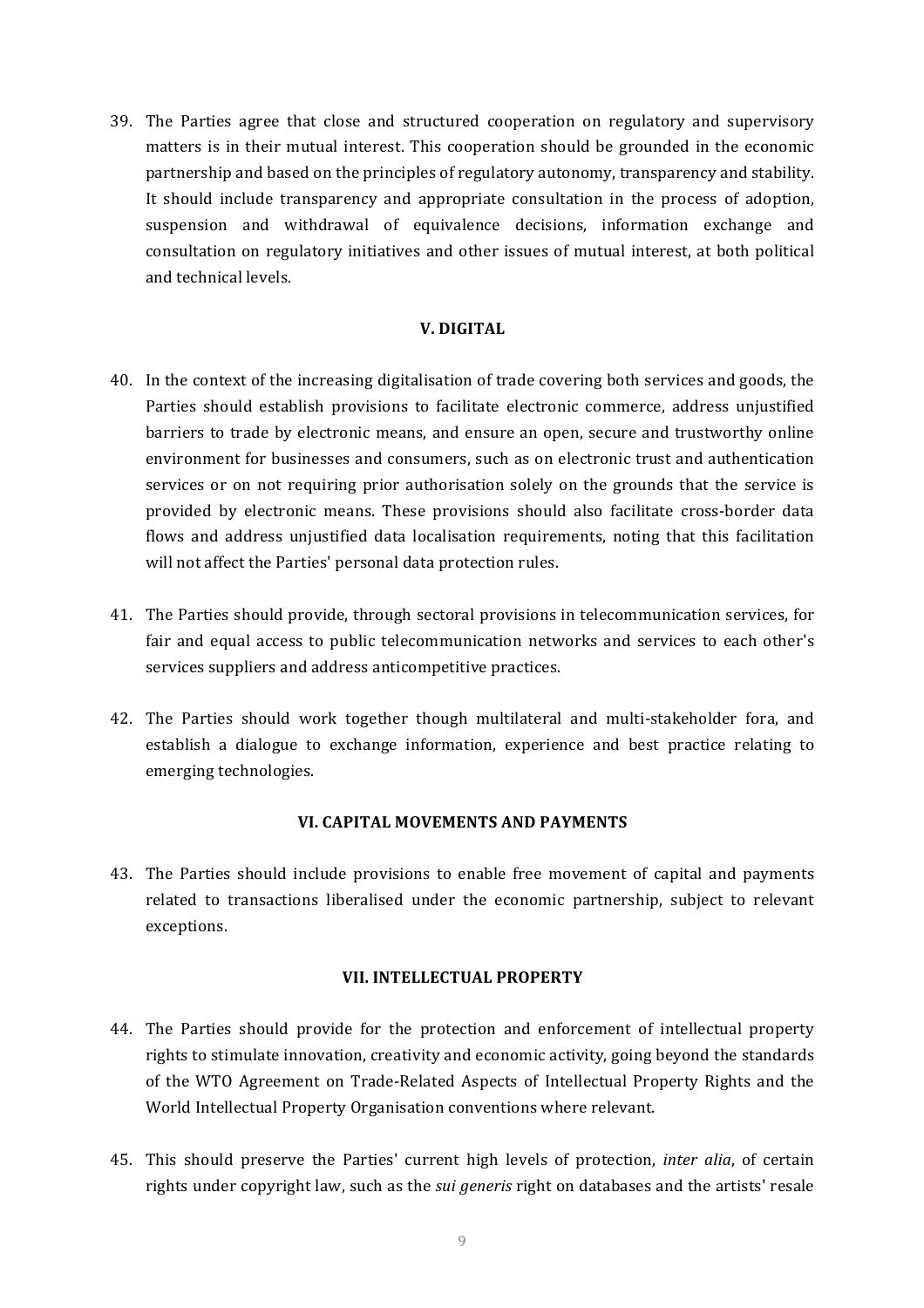39. The Parties agree that close and structured cooperation on regulatory and supervisory matters is in their mutual interest. This cooperation should be grounded in the economic partnership and based on the principles of regulatory autonomy, transparency and stability. It should include transparency and appropriate consultation in the process of adoption, suspension and withdrawal of equivalence decisions, information exchange and consultation on regulatory initiatives and other issues of mutual interest, at both political and technical levels.

## V. DIGITAL

40. In the context of the increasing digitalisation of trade covering both services and goods, the Parties should establish provisions to facilitate electronic commerce, address unjustified barriers to trade by electronic means, and ensure an open, secure and trustworthy online environment for businesses and consumers, such as on electronic trust and authentication services or on not requiring prior authorisation solely on the grounds that the service is provided by electronic means. These provisions should also facilitate cross-border data flows and address unjustified data localisation requirements, noting that this facilitation will not affect the Parties' personal data protection rules.

41. The Parties should provide, through sectoral provisions in telecommunication services, for fair and equal access to public telecommunication networks and services to each other's services suppliers and address anticompetitive practices.

42. The Parties should work together though multilateral and multi-stakeholder fora, and establish a dialogue to exchange information, experience and best practice relating to emerging technologies.

## VI. CAPITAL MOVEMENTS AND PAYMENTS

43. The Parties should include provisions to enable free movement of capital and payments related to transactions liberalised under the economic partnership, subject to relevant exceptions.

## VII. INTELLECTUAL PROPERTY

44. The Parties should provide for the protection and enforcement of intellectual property rights to stimulate innovation, creativity and economic activity, going beyond the standards of the WTO Agreement on Trade-Related Aspects of Intellectual Property Rights and the World Intellectual Property Organisation conventions where relevant.

45. This should preserve the Parties' current high levels of protection, *inter alia*, of certain rights under copyright law, such as the *sui generis* right on databases and the artists' resale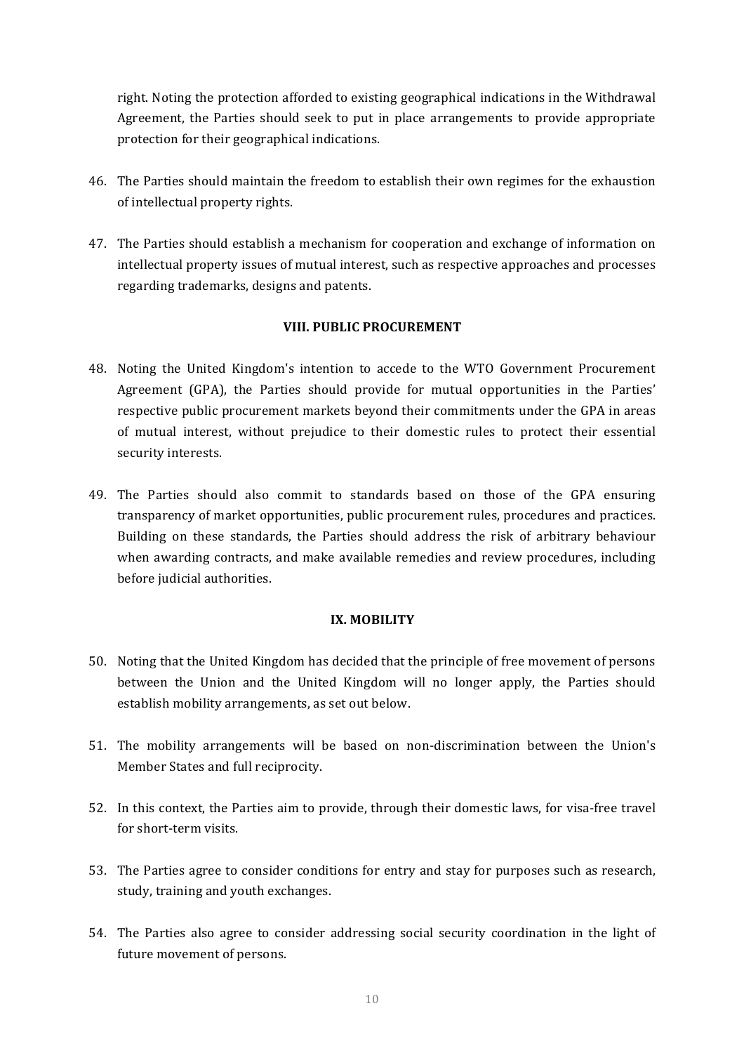right. Noting the protection afforded to existing geographical indications in the Withdrawal Agreement, the Parties should seek to put in place arrangements to provide appropriate protection for their geographical indications.

46. The Parties should maintain the freedom to establish their own regimes for the exhaustion of intellectual property rights.

47. The Parties should establish a mechanism for cooperation and exchange of information on intellectual property issues of mutual interest, such as respective approaches and processes regarding trademarks, designs and patents.

### VIII. PUBLIC PROCUREMENT

48. Noting the United Kingdom's intention to accede to the WTO Government Procurement Agreement (GPA), the Parties should provide for mutual opportunities in the Parties' respective public procurement markets beyond their commitments under the GPA in areas of mutual interest, without prejudice to their domestic rules to protect their essential security interests.

49. The Parties should also commit to standards based on those of the GPA ensuring transparency of market opportunities, public procurement rules, procedures and practices. Building on these standards, the Parties should address the risk of arbitrary behaviour when awarding contracts, and make available remedies and review procedures, including before judicial authorities.

### IX. MOBILITY

50. Noting that the United Kingdom has decided that the principle of free movement of persons between the Union and the United Kingdom will no longer apply, the Parties should establish mobility arrangements, as set out below.

51. The mobility arrangements will be based on non-discrimination between the Union's Member States and full reciprocity.

52. In this context, the Parties aim to provide, through their domestic laws, for visa-free travel for short-term visits.

53. The Parties agree to consider conditions for entry and stay for purposes such as research, study, training and youth exchanges.

54. The Parties also agree to consider addressing social security coordination in the light of future movement of persons.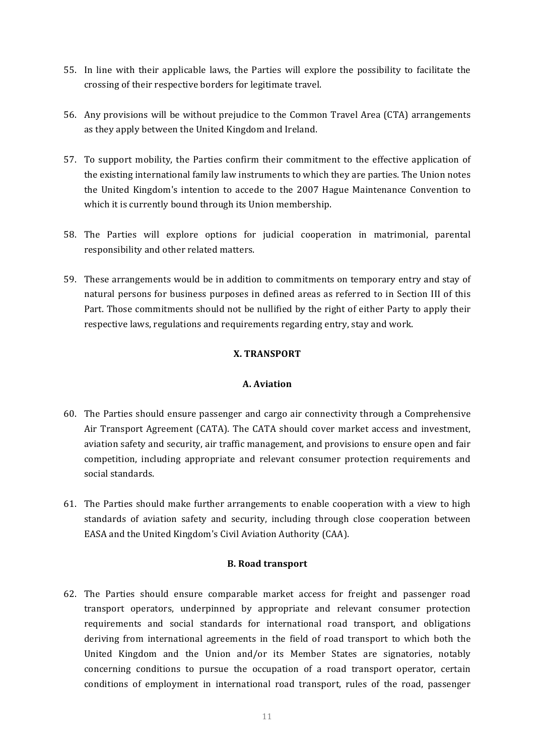55. In line with their applicable laws, the Parties will explore the possibility to facilitate the crossing of their respective borders for legitimate travel.

56. Any provisions will be without prejudice to the Common Travel Area (CTA) arrangements as they apply between the United Kingdom and Ireland.

57. To support mobility, the Parties confirm their commitment to the effective application of the existing international family law instruments to which they are parties. The Union notes the United Kingdom's intention to accede to the 2007 Hague Maintenance Convention to which it is currently bound through its Union membership.

58. The Parties will explore options for judicial cooperation in matrimonial, parental responsibility and other related matters.

59. These arrangements would be in addition to commitments on temporary entry and stay of natural persons for business purposes in defined areas as referred to in Section III of this Part. Those commitments should not be nullified by the right of either Party to apply their respective laws, regulations and requirements regarding entry, stay and work.

## X. TRANSPORT

### A. Aviation

60. The Parties should ensure passenger and cargo air connectivity through a Comprehensive Air Transport Agreement (CATA). The CATA should cover market access and investment, aviation safety and security, air traffic management, and provisions to ensure open and fair competition, including appropriate and relevant consumer protection requirements and social standards.

61. The Parties should make further arrangements to enable cooperation with a view to high standards of aviation safety and security, including through close cooperation between EASA and the United Kingdom's Civil Aviation Authority (CAA).

### B. Road transport

62. The Parties should ensure comparable market access for freight and passenger road transport operators, underpinned by appropriate and relevant consumer protection requirements and social standards for international road transport, and obligations deriving from international agreements in the field of road transport to which both the United Kingdom and the Union and/or its Member States are signatories, notably concerning conditions to pursue the occupation of a road transport operator, certain conditions of employment in international road transport, rules of the road, passenger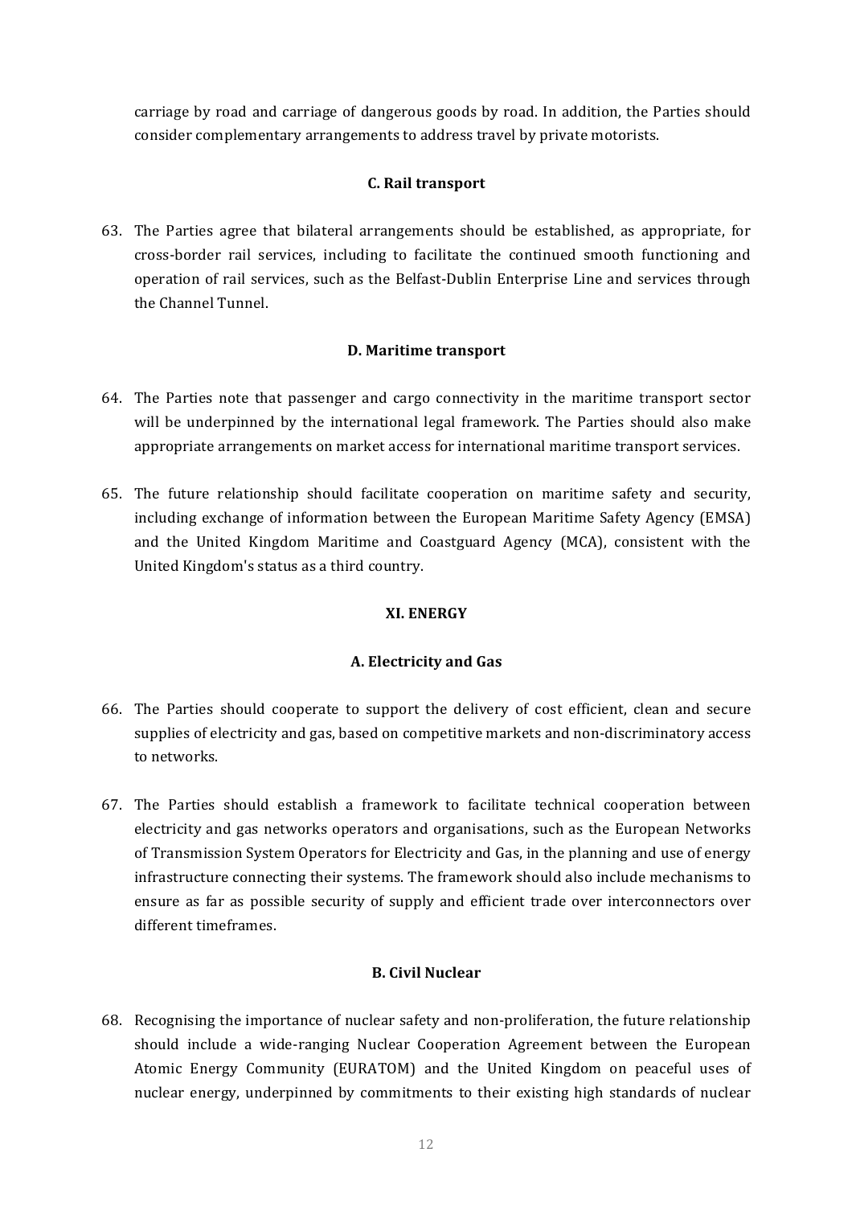carriage by road and carriage of dangerous goods by road. In addition, the Parties should consider complementary arrangements to address travel by private motorists.

### C. Rail transport

63. The Parties agree that bilateral arrangements should be established, as appropriate, for cross-border rail services, including to facilitate the continued smooth functioning and operation of rail services, such as the Belfast-Dublin Enterprise Line and services through the Channel Tunnel.

### D. Maritime transport

64. The Parties note that passenger and cargo connectivity in the maritime transport sector will be underpinned by the international legal framework. The Parties should also make appropriate arrangements on market access for international maritime transport services.

65. The future relationship should facilitate cooperation on maritime safety and security, including exchange of information between the European Maritime Safety Agency (EMSA) and the United Kingdom Maritime and Coastguard Agency (MCA), consistent with the United Kingdom's status as a third country.

## XI. ENERGY

### A. Electricity and Gas

66. The Parties should cooperate to support the delivery of cost efficient, clean and secure supplies of electricity and gas, based on competitive markets and non-discriminatory access to networks.

67. The Parties should establish a framework to facilitate technical cooperation between electricity and gas networks operators and organisations, such as the European Networks of Transmission System Operators for Electricity and Gas, in the planning and use of energy infrastructure connecting their systems. The framework should also include mechanisms to ensure as far as possible security of supply and efficient trade over interconnectors over different timeframes.

### B. Civil Nuclear

68. Recognising the importance of nuclear safety and non-proliferation, the future relationship should include a wide-ranging Nuclear Cooperation Agreement between the European Atomic Energy Community (EURATOM) and the United Kingdom on peaceful uses of nuclear energy, underpinned by commitments to their existing high standards of nuclear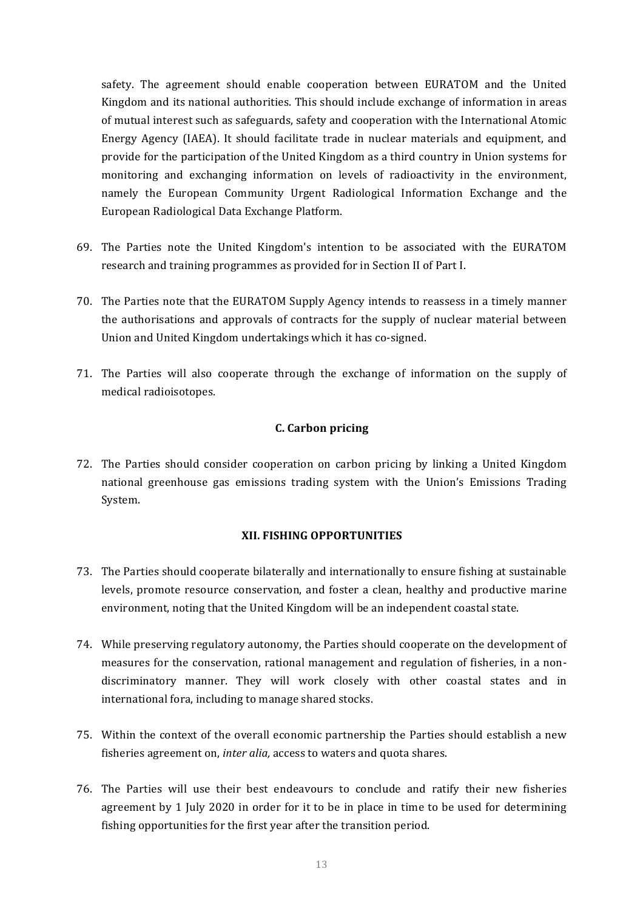safety. The agreement should enable cooperation between EURATOM and the United Kingdom and its national authorities. This should include exchange of information in areas of mutual interest such as safeguards, safety and cooperation with the International Atomic Energy Agency (IAEA). It should facilitate trade in nuclear materials and equipment, and provide for the participation of the United Kingdom as a third country in Union systems for monitoring and exchanging information on levels of radioactivity in the environment, namely the European Community Urgent Radiological Information Exchange and the European Radiological Data Exchange Platform.

69. The Parties note the United Kingdom's intention to be associated with the EURATOM research and training programmes as provided for in Section II of Part I.

70. The Parties note that the EURATOM Supply Agency intends to reassess in a timely manner the authorisations and approvals of contracts for the supply of nuclear material between Union and United Kingdom undertakings which it has co-signed.

71. The Parties will also cooperate through the exchange of information on the supply of medical radioisotopes.

### C. Carbon pricing

72. The Parties should consider cooperation on carbon pricing by linking a United Kingdom national greenhouse gas emissions trading system with the Union's Emissions Trading System.

## XII. FISHING OPPORTUNITIES

73. The Parties should cooperate bilaterally and internationally to ensure fishing at sustainable levels, promote resource conservation, and foster a clean, healthy and productive marine environment, noting that the United Kingdom will be an independent coastal state.

74. While preserving regulatory autonomy, the Parties should cooperate on the development of measures for the conservation, rational management and regulation of fisheries, in a non-discriminatory manner. They will work closely with other coastal states and in international fora, including to manage shared stocks.

75. Within the context of the overall economic partnership the Parties should establish a new fisheries agreement on, *inter alia,* access to waters and quota shares.

76. The Parties will use their best endeavours to conclude and ratify their new fisheries agreement by 1 July 2020 in order for it to be in place in time to be used for determining fishing opportunities for the first year after the transition period.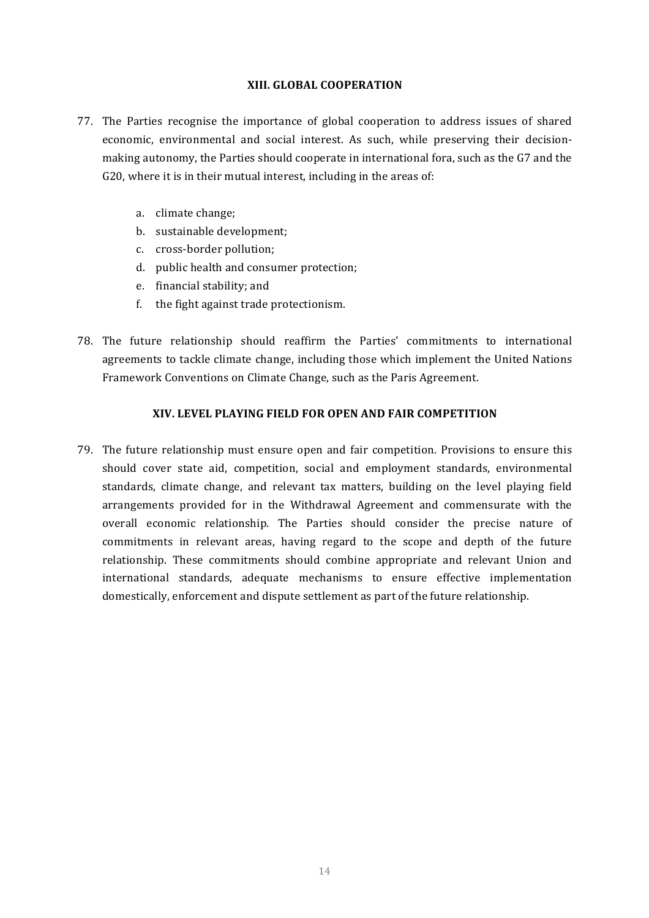## XIII. GLOBAL COOPERATION

77. The Parties recognise the importance of global cooperation to address issues of shared economic, environmental and social interest. As such, while preserving their decision-making autonomy, the Parties should cooperate in international fora, such as the G7 and the G20, where it is in their mutual interest, including in the areas of:

    a. climate change;
    b. sustainable development;
    c. cross-border pollution;
    d. public health and consumer protection;
    e. financial stability; and
    f. the fight against trade protectionism.

78. The future relationship should reaffirm the Parties' commitments to international agreements to tackle climate change, including those which implement the United Nations Framework Conventions on Climate Change, such as the Paris Agreement.

## XIV. LEVEL PLAYING FIELD FOR OPEN AND FAIR COMPETITION

79. The future relationship must ensure open and fair competition. Provisions to ensure this should cover state aid, competition, social and employment standards, environmental standards, climate change, and relevant tax matters, building on the level playing field arrangements provided for in the Withdrawal Agreement and commensurate with the overall economic relationship. The Parties should consider the precise nature of commitments in relevant areas, having regard to the scope and depth of the future relationship. These commitments should combine appropriate and relevant Union and international standards, adequate mechanisms to ensure effective implementation domestically, enforcement and dispute settlement as part of the future relationship.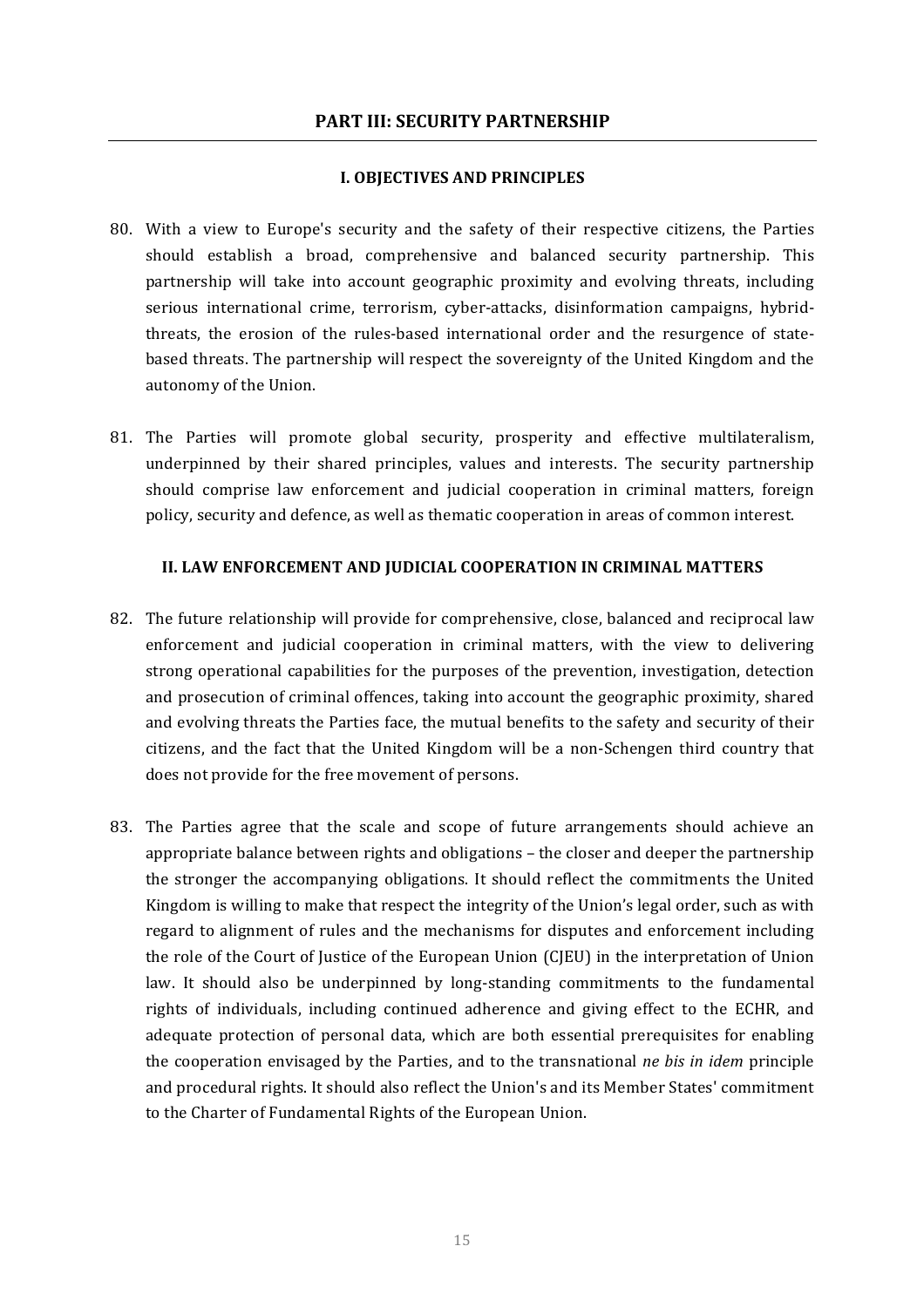## PART III: SECURITY PARTNERSHIP

### I. OBJECTIVES AND PRINCIPLES

80. With a view to Europe's security and the safety of their respective citizens, the Parties should establish a broad, comprehensive and balanced security partnership. This partnership will take into account geographic proximity and evolving threats, including serious international crime, terrorism, cyber-attacks, disinformation campaigns, hybrid-threats, the erosion of the rules-based international order and the resurgence of state-based threats. The partnership will respect the sovereignty of the United Kingdom and the autonomy of the Union.

81. The Parties will promote global security, prosperity and effective multilateralism, underpinned by their shared principles, values and interests. The security partnership should comprise law enforcement and judicial cooperation in criminal matters, foreign policy, security and defence, as well as thematic cooperation in areas of common interest.

### II. LAW ENFORCEMENT AND JUDICIAL COOPERATION IN CRIMINAL MATTERS

82. The future relationship will provide for comprehensive, close, balanced and reciprocal law enforcement and judicial cooperation in criminal matters, with the view to delivering strong operational capabilities for the purposes of the prevention, investigation, detection and prosecution of criminal offences, taking into account the geographic proximity, shared and evolving threats the Parties face, the mutual benefits to the safety and security of their citizens, and the fact that the United Kingdom will be a non-Schengen third country that does not provide for the free movement of persons.

83. The Parties agree that the scale and scope of future arrangements should achieve an appropriate balance between rights and obligations – the closer and deeper the partnership the stronger the accompanying obligations. It should reflect the commitments the United Kingdom is willing to make that respect the integrity of the Union's legal order, such as with regard to alignment of rules and the mechanisms for disputes and enforcement including the role of the Court of Justice of the European Union (CJEU) in the interpretation of Union law. It should also be underpinned by long-standing commitments to the fundamental rights of individuals, including continued adherence and giving effect to the ECHR, and adequate protection of personal data, which are both essential prerequisites for enabling the cooperation envisaged by the Parties, and to the transnational *ne bis in idem* principle and procedural rights. It should also reflect the Union's and its Member States' commitment to the Charter of Fundamental Rights of the European Union.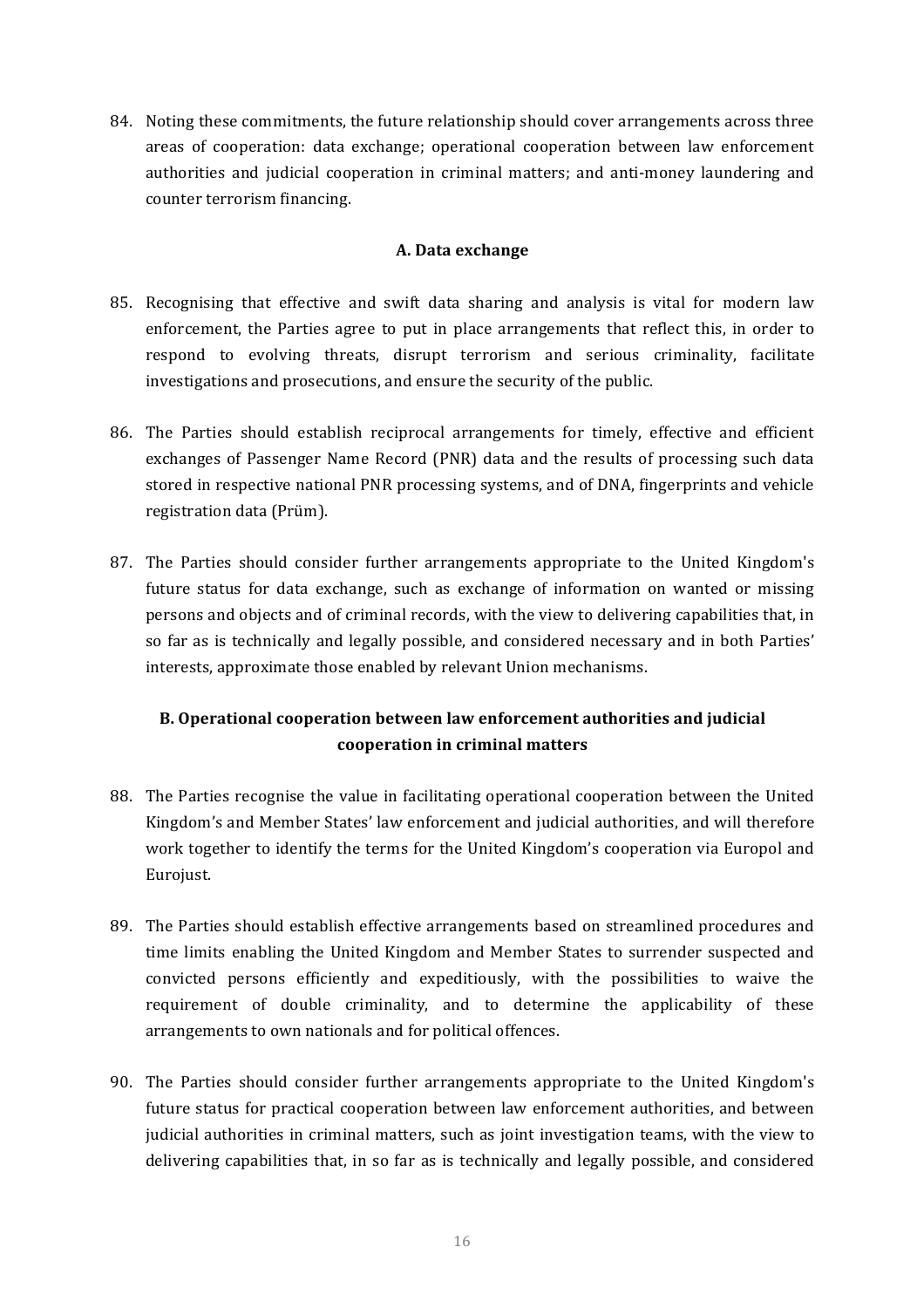84. Noting these commitments, the future relationship should cover arrangements across three areas of cooperation: data exchange; operational cooperation between law enforcement authorities and judicial cooperation in criminal matters; and anti-money laundering and counter terrorism financing.

### A. Data exchange

85. Recognising that effective and swift data sharing and analysis is vital for modern law enforcement, the Parties agree to put in place arrangements that reflect this, in order to respond to evolving threats, disrupt terrorism and serious criminality, facilitate investigations and prosecutions, and ensure the security of the public.

86. The Parties should establish reciprocal arrangements for timely, effective and efficient exchanges of Passenger Name Record (PNR) data and the results of processing such data stored in respective national PNR processing systems, and of DNA, fingerprints and vehicle registration data (Prüm).

87. The Parties should consider further arrangements appropriate to the United Kingdom's future status for data exchange, such as exchange of information on wanted or missing persons and objects and of criminal records, with the view to delivering capabilities that, in so far as is technically and legally possible, and considered necessary and in both Parties' interests, approximate those enabled by relevant Union mechanisms.

### B. Operational cooperation between law enforcement authorities and judicial cooperation in criminal matters

88. The Parties recognise the value in facilitating operational cooperation between the United Kingdom's and Member States' law enforcement and judicial authorities, and will therefore work together to identify the terms for the United Kingdom's cooperation via Europol and Eurojust.

89. The Parties should establish effective arrangements based on streamlined procedures and time limits enabling the United Kingdom and Member States to surrender suspected and convicted persons efficiently and expeditiously, with the possibilities to waive the requirement of double criminality, and to determine the applicability of these arrangements to own nationals and for political offences.

90. The Parties should consider further arrangements appropriate to the United Kingdom's future status for practical cooperation between law enforcement authorities, and between judicial authorities in criminal matters, such as joint investigation teams, with the view to delivering capabilities that, in so far as is technically and legally possible, and considered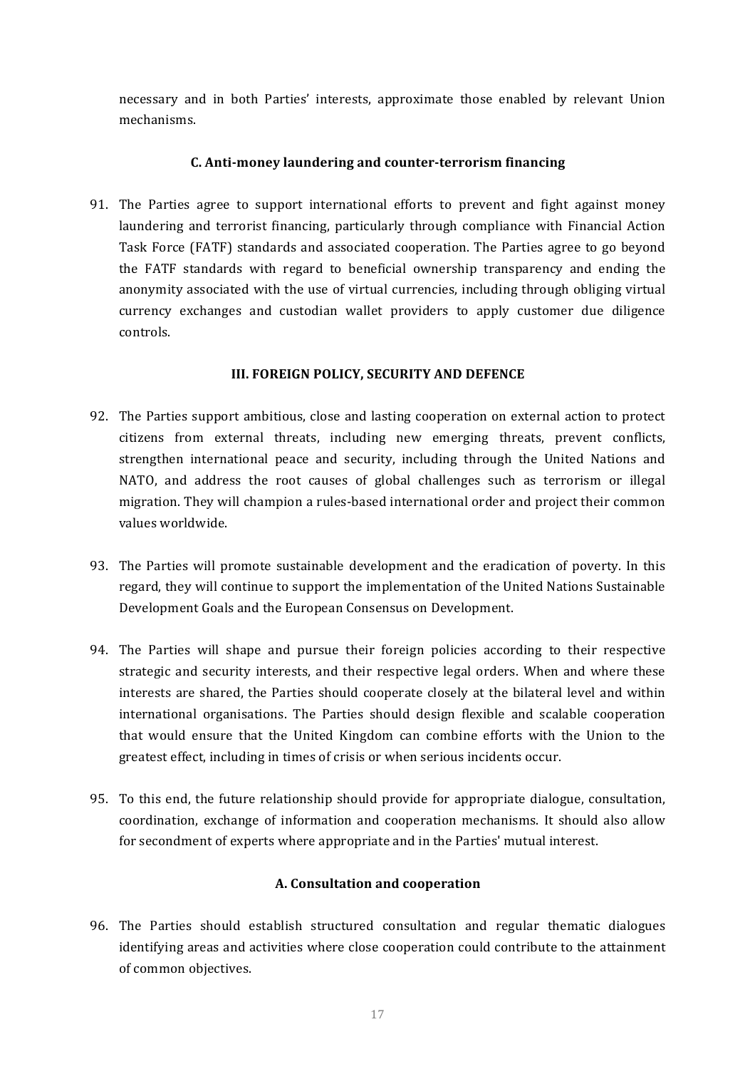necessary and in both Parties' interests, approximate those enabled by relevant Union mechanisms.

### C. Anti-money laundering and counter-terrorism financing

91. The Parties agree to support international efforts to prevent and fight against money laundering and terrorist financing, particularly through compliance with Financial Action Task Force (FATF) standards and associated cooperation. The Parties agree to go beyond the FATF standards with regard to beneficial ownership transparency and ending the anonymity associated with the use of virtual currencies, including through obliging virtual currency exchanges and custodian wallet providers to apply customer due diligence controls.

## III. FOREIGN POLICY, SECURITY AND DEFENCE

92. The Parties support ambitious, close and lasting cooperation on external action to protect citizens from external threats, including new emerging threats, prevent conflicts, strengthen international peace and security, including through the United Nations and NATO, and address the root causes of global challenges such as terrorism or illegal migration. They will champion a rules-based international order and project their common values worldwide.

93. The Parties will promote sustainable development and the eradication of poverty. In this regard, they will continue to support the implementation of the United Nations Sustainable Development Goals and the European Consensus on Development.

94. The Parties will shape and pursue their foreign policies according to their respective strategic and security interests, and their respective legal orders. When and where these interests are shared, the Parties should cooperate closely at the bilateral level and within international organisations. The Parties should design flexible and scalable cooperation that would ensure that the United Kingdom can combine efforts with the Union to the greatest effect, including in times of crisis or when serious incidents occur.

95. To this end, the future relationship should provide for appropriate dialogue, consultation, coordination, exchange of information and cooperation mechanisms. It should also allow for secondment of experts where appropriate and in the Parties' mutual interest.

### A. Consultation and cooperation

96. The Parties should establish structured consultation and regular thematic dialogues identifying areas and activities where close cooperation could contribute to the attainment of common objectives.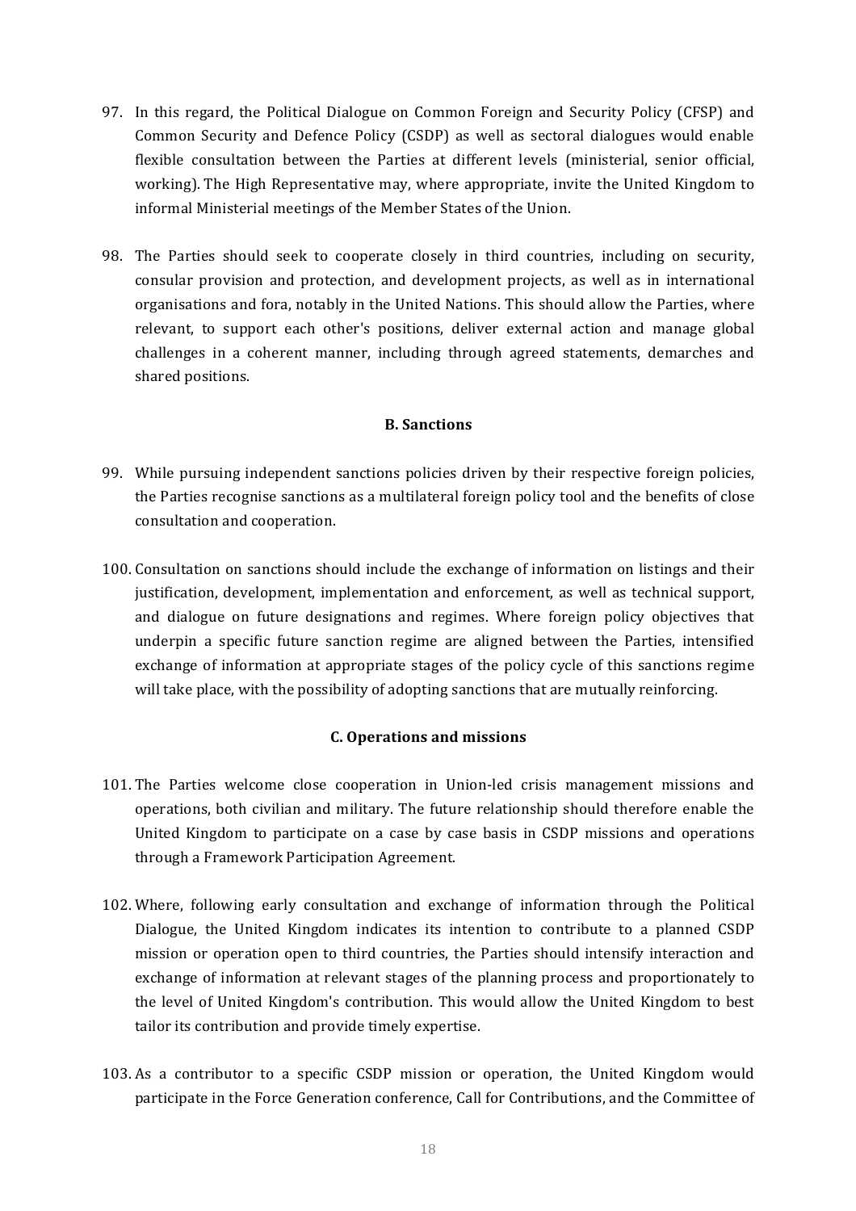97. In this regard, the Political Dialogue on Common Foreign and Security Policy (CFSP) and Common Security and Defence Policy (CSDP) as well as sectoral dialogues would enable flexible consultation between the Parties at different levels (ministerial, senior official, working). The High Representative may, where appropriate, invite the United Kingdom to informal Ministerial meetings of the Member States of the Union.

98. The Parties should seek to cooperate closely in third countries, including on security, consular provision and protection, and development projects, as well as in international organisations and fora, notably in the United Nations. This should allow the Parties, where relevant, to support each other's positions, deliver external action and manage global challenges in a coherent manner, including through agreed statements, demarches and shared positions.

### B. Sanctions

99. While pursuing independent sanctions policies driven by their respective foreign policies, the Parties recognise sanctions as a multilateral foreign policy tool and the benefits of close consultation and cooperation.

100. Consultation on sanctions should include the exchange of information on listings and their justification, development, implementation and enforcement, as well as technical support, and dialogue on future designations and regimes. Where foreign policy objectives that underpin a specific future sanction regime are aligned between the Parties, intensified exchange of information at appropriate stages of the policy cycle of this sanctions regime will take place, with the possibility of adopting sanctions that are mutually reinforcing.

### C. Operations and missions

101. The Parties welcome close cooperation in Union-led crisis management missions and operations, both civilian and military. The future relationship should therefore enable the United Kingdom to participate on a case by case basis in CSDP missions and operations through a Framework Participation Agreement.

102. Where, following early consultation and exchange of information through the Political Dialogue, the United Kingdom indicates its intention to contribute to a planned CSDP mission or operation open to third countries, the Parties should intensify interaction and exchange of information at relevant stages of the planning process and proportionately to the level of United Kingdom's contribution. This would allow the United Kingdom to best tailor its contribution and provide timely expertise.

103. As a contributor to a specific CSDP mission or operation, the United Kingdom would participate in the Force Generation conference, Call for Contributions, and the Committee of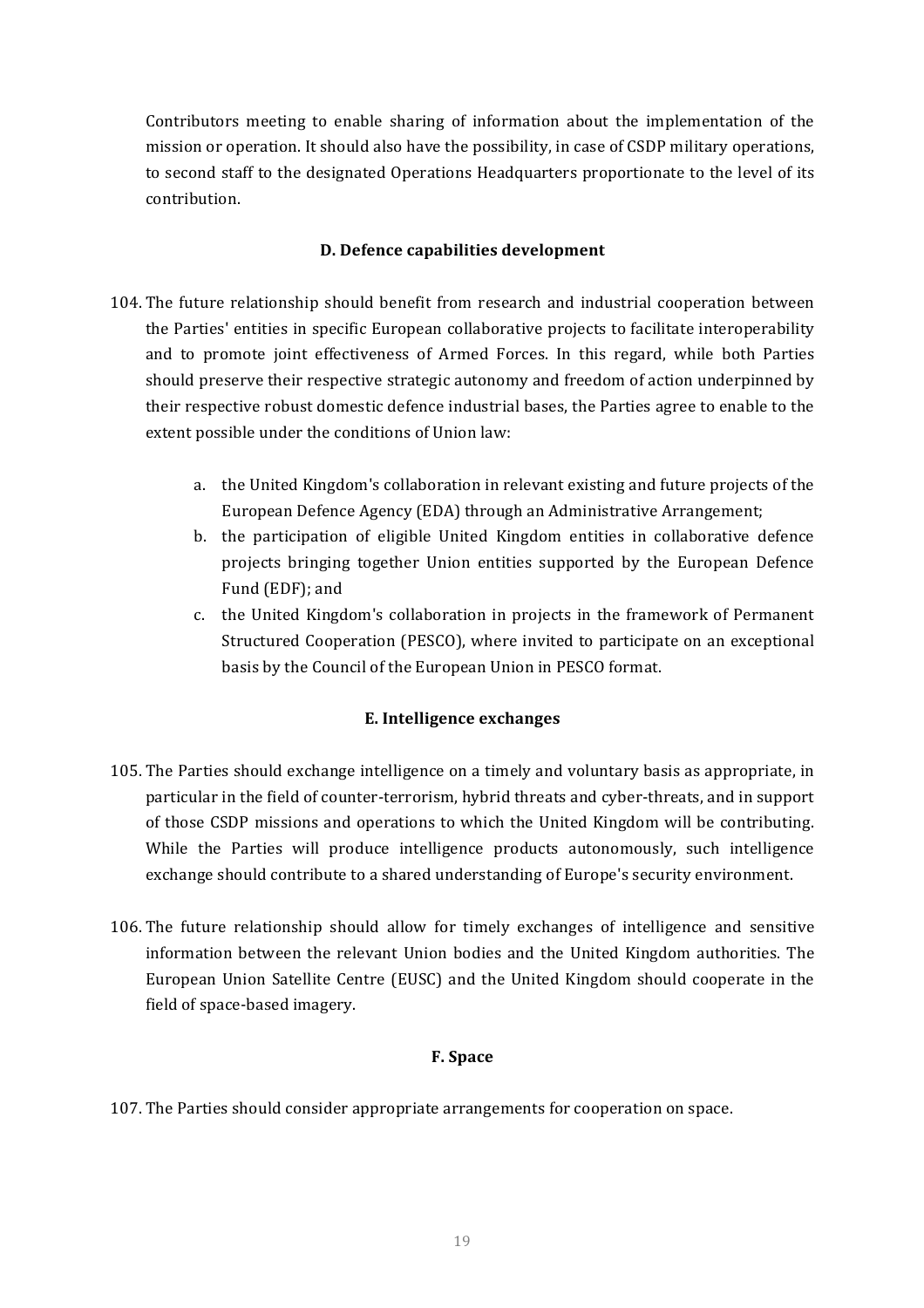Contributors meeting to enable sharing of information about the implementation of the mission or operation. It should also have the possibility, in case of CSDP military operations, to second staff to the designated Operations Headquarters proportionate to the level of its contribution.

### D. Defence capabilities development

104. The future relationship should benefit from research and industrial cooperation between the Parties' entities in specific European collaborative projects to facilitate interoperability and to promote joint effectiveness of Armed Forces. In this regard, while both Parties should preserve their respective strategic autonomy and freedom of action underpinned by their respective robust domestic defence industrial bases, the Parties agree to enable to the extent possible under the conditions of Union law:

    a. the United Kingdom's collaboration in relevant existing and future projects of the European Defence Agency (EDA) through an Administrative Arrangement;
    b. the participation of eligible United Kingdom entities in collaborative defence projects bringing together Union entities supported by the European Defence Fund (EDF); and
    c. the United Kingdom's collaboration in projects in the framework of Permanent Structured Cooperation (PESCO), where invited to participate on an exceptional basis by the Council of the European Union in PESCO format.

### E. Intelligence exchanges

105. The Parties should exchange intelligence on a timely and voluntary basis as appropriate, in particular in the field of counter-terrorism, hybrid threats and cyber-threats, and in support of those CSDP missions and operations to which the United Kingdom will be contributing. While the Parties will produce intelligence products autonomously, such intelligence exchange should contribute to a shared understanding of Europe's security environment.

106. The future relationship should allow for timely exchanges of intelligence and sensitive information between the relevant Union bodies and the United Kingdom authorities. The European Union Satellite Centre (EUSC) and the United Kingdom should cooperate in the field of space-based imagery.

### F. Space

107. The Parties should consider appropriate arrangements for cooperation on space.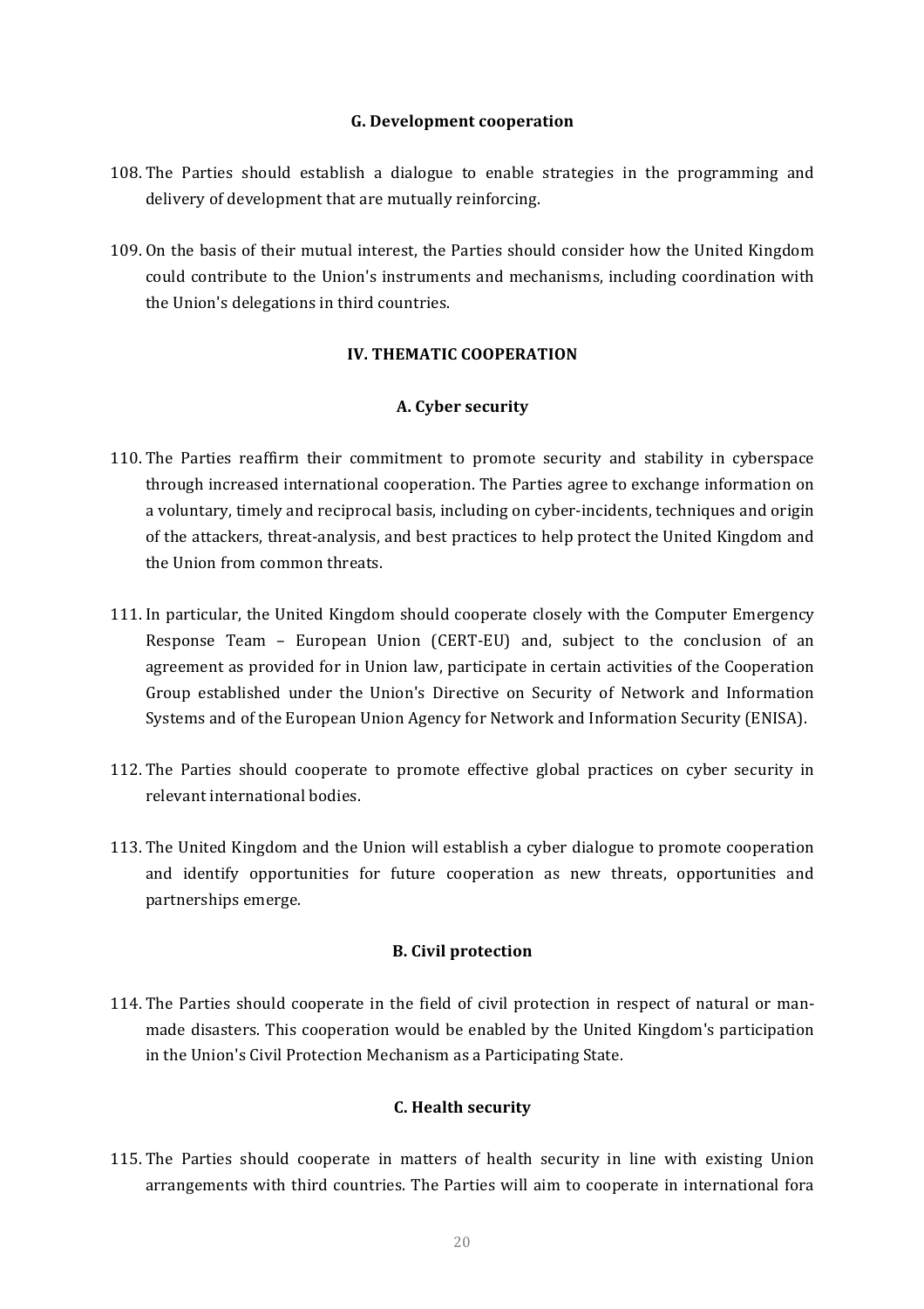### G. Development cooperation

108. The Parties should establish a dialogue to enable strategies in the programming and delivery of development that are mutually reinforcing.

109. On the basis of their mutual interest, the Parties should consider how the United Kingdom could contribute to the Union's instruments and mechanisms, including coordination with the Union's delegations in third countries.

## IV. THEMATIC COOPERATION

### A. Cyber security

110. The Parties reaffirm their commitment to promote security and stability in cyberspace through increased international cooperation. The Parties agree to exchange information on a voluntary, timely and reciprocal basis, including on cyber-incidents, techniques and origin of the attackers, threat-analysis, and best practices to help protect the United Kingdom and the Union from common threats.

111. In particular, the United Kingdom should cooperate closely with the Computer Emergency Response Team – European Union (CERT-EU) and, subject to the conclusion of an agreement as provided for in Union law, participate in certain activities of the Cooperation Group established under the Union's Directive on Security of Network and Information Systems and of the European Union Agency for Network and Information Security (ENISA).

112. The Parties should cooperate to promote effective global practices on cyber security in relevant international bodies.

113. The United Kingdom and the Union will establish a cyber dialogue to promote cooperation and identify opportunities for future cooperation as new threats, opportunities and partnerships emerge.

### B. Civil protection

114. The Parties should cooperate in the field of civil protection in respect of natural or man-made disasters. This cooperation would be enabled by the United Kingdom's participation in the Union's Civil Protection Mechanism as a Participating State.

### C. Health security

115. The Parties should cooperate in matters of health security in line with existing Union arrangements with third countries. The Parties will aim to cooperate in international fora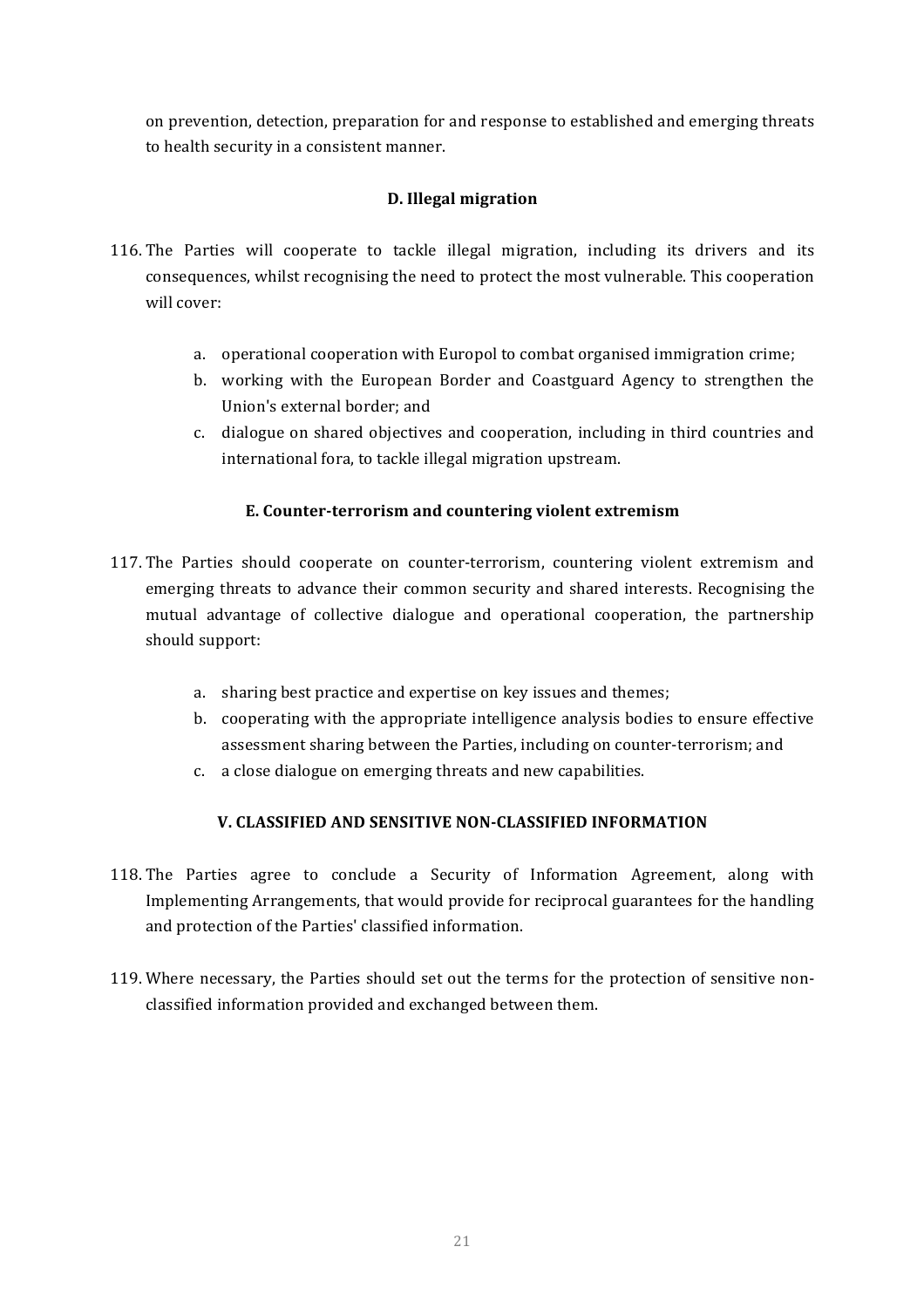on prevention, detection, preparation for and response to established and emerging threats to health security in a consistent manner.

### D. Illegal migration

116. The Parties will cooperate to tackle illegal migration, including its drivers and its consequences, whilst recognising the need to protect the most vulnerable. This cooperation will cover:

    a. operational cooperation with Europol to combat organised immigration crime;
    b. working with the European Border and Coastguard Agency to strengthen the Union's external border; and
    c. dialogue on shared objectives and cooperation, including in third countries and international fora, to tackle illegal migration upstream.

### E. Counter-terrorism and countering violent extremism

117. The Parties should cooperate on counter-terrorism, countering violent extremism and emerging threats to advance their common security and shared interests. Recognising the mutual advantage of collective dialogue and operational cooperation, the partnership should support:

    a. sharing best practice and expertise on key issues and themes;
    b. cooperating with the appropriate intelligence analysis bodies to ensure effective assessment sharing between the Parties, including on counter-terrorism; and
    c. a close dialogue on emerging threats and new capabilities.

## V. CLASSIFIED AND SENSITIVE NON-CLASSIFIED INFORMATION

118. The Parties agree to conclude a Security of Information Agreement, along with Implementing Arrangements, that would provide for reciprocal guarantees for the handling and protection of the Parties' classified information.

119. Where necessary, the Parties should set out the terms for the protection of sensitive non-classified information provided and exchanged between them.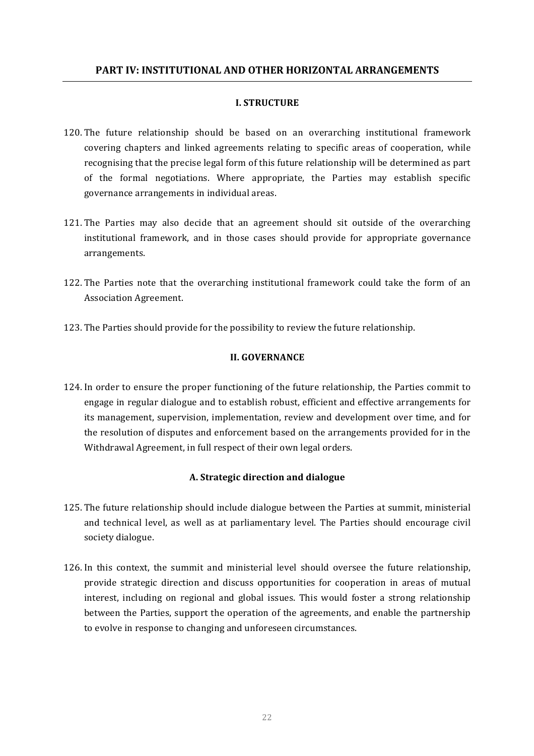## PART IV: INSTITUTIONAL AND OTHER HORIZONTAL ARRANGEMENTS

### I. STRUCTURE

120. The future relationship should be based on an overarching institutional framework covering chapters and linked agreements relating to specific areas of cooperation, while recognising that the precise legal form of this future relationship will be determined as part of the formal negotiations. Where appropriate, the Parties may establish specific governance arrangements in individual areas.

121. The Parties may also decide that an agreement should sit outside of the overarching institutional framework, and in those cases should provide for appropriate governance arrangements.

122. The Parties note that the overarching institutional framework could take the form of an Association Agreement.

123. The Parties should provide for the possibility to review the future relationship.

### II. GOVERNANCE

124. In order to ensure the proper functioning of the future relationship, the Parties commit to engage in regular dialogue and to establish robust, efficient and effective arrangements for its management, supervision, implementation, review and development over time, and for the resolution of disputes and enforcement based on the arrangements provided for in the Withdrawal Agreement, in full respect of their own legal orders.

#### A. Strategic direction and dialogue

125. The future relationship should include dialogue between the Parties at summit, ministerial and technical level, as well as at parliamentary level. The Parties should encourage civil society dialogue.

126. In this context, the summit and ministerial level should oversee the future relationship, provide strategic direction and discuss opportunities for cooperation in areas of mutual interest, including on regional and global issues. This would foster a strong relationship between the Parties, support the operation of the agreements, and enable the partnership to evolve in response to changing and unforeseen circumstances.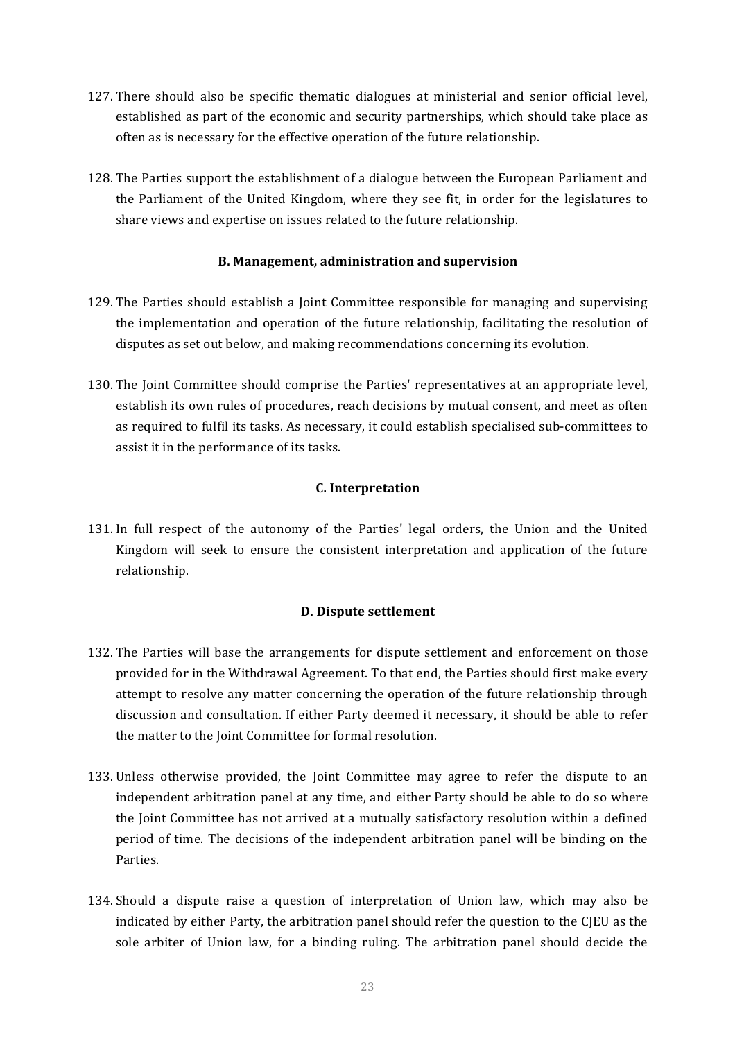127. There should also be specific thematic dialogues at ministerial and senior official level, established as part of the economic and security partnerships, which should take place as often as is necessary for the effective operation of the future relationship.

128. The Parties support the establishment of a dialogue between the European Parliament and the Parliament of the United Kingdom, where they see fit, in order for the legislatures to share views and expertise on issues related to the future relationship.

### B. Management, administration and supervision

129. The Parties should establish a Joint Committee responsible for managing and supervising the implementation and operation of the future relationship, facilitating the resolution of disputes as set out below, and making recommendations concerning its evolution.

130. The Joint Committee should comprise the Parties' representatives at an appropriate level, establish its own rules of procedures, reach decisions by mutual consent, and meet as often as required to fulfil its tasks. As necessary, it could establish specialised sub-committees to assist it in the performance of its tasks.

### C. Interpretation

131. In full respect of the autonomy of the Parties' legal orders, the Union and the United Kingdom will seek to ensure the consistent interpretation and application of the future relationship.

### D. Dispute settlement

132. The Parties will base the arrangements for dispute settlement and enforcement on those provided for in the Withdrawal Agreement. To that end, the Parties should first make every attempt to resolve any matter concerning the operation of the future relationship through discussion and consultation. If either Party deemed it necessary, it should be able to refer the matter to the Joint Committee for formal resolution.

133. Unless otherwise provided, the Joint Committee may agree to refer the dispute to an independent arbitration panel at any time, and either Party should be able to do so where the Joint Committee has not arrived at a mutually satisfactory resolution within a defined period of time. The decisions of the independent arbitration panel will be binding on the Parties.

134. Should a dispute raise a question of interpretation of Union law, which may also be indicated by either Party, the arbitration panel should refer the question to the CJEU as the sole arbiter of Union law, for a binding ruling. The arbitration panel should decide the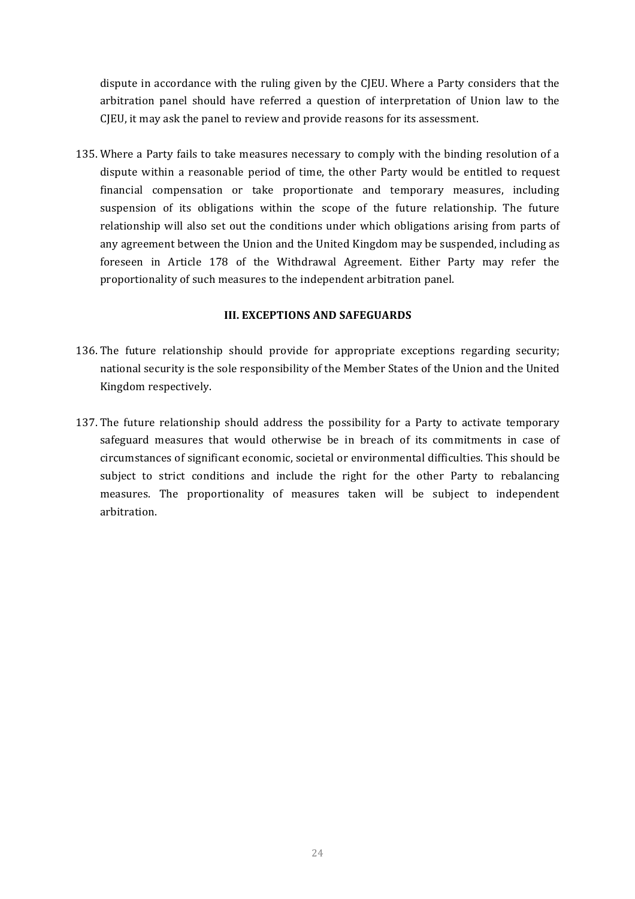dispute in accordance with the ruling given by the CJEU. Where a Party considers that the arbitration panel should have referred a question of interpretation of Union law to the CJEU, it may ask the panel to review and provide reasons for its assessment.

135. Where a Party fails to take measures necessary to comply with the binding resolution of a dispute within a reasonable period of time, the other Party would be entitled to request financial compensation or take proportionate and temporary measures, including suspension of its obligations within the scope of the future relationship. The future relationship will also set out the conditions under which obligations arising from parts of any agreement between the Union and the United Kingdom may be suspended, including as foreseen in Article 178 of the Withdrawal Agreement. Either Party may refer the proportionality of such measures to the independent arbitration panel.

### III. EXCEPTIONS AND SAFEGUARDS

136. The future relationship should provide for appropriate exceptions regarding security; national security is the sole responsibility of the Member States of the Union and the United Kingdom respectively.

137. The future relationship should address the possibility for a Party to activate temporary safeguard measures that would otherwise be in breach of its commitments in case of circumstances of significant economic, societal or environmental difficulties. This should be subject to strict conditions and include the right for the other Party to rebalancing measures. The proportionality of measures taken will be subject to independent arbitration.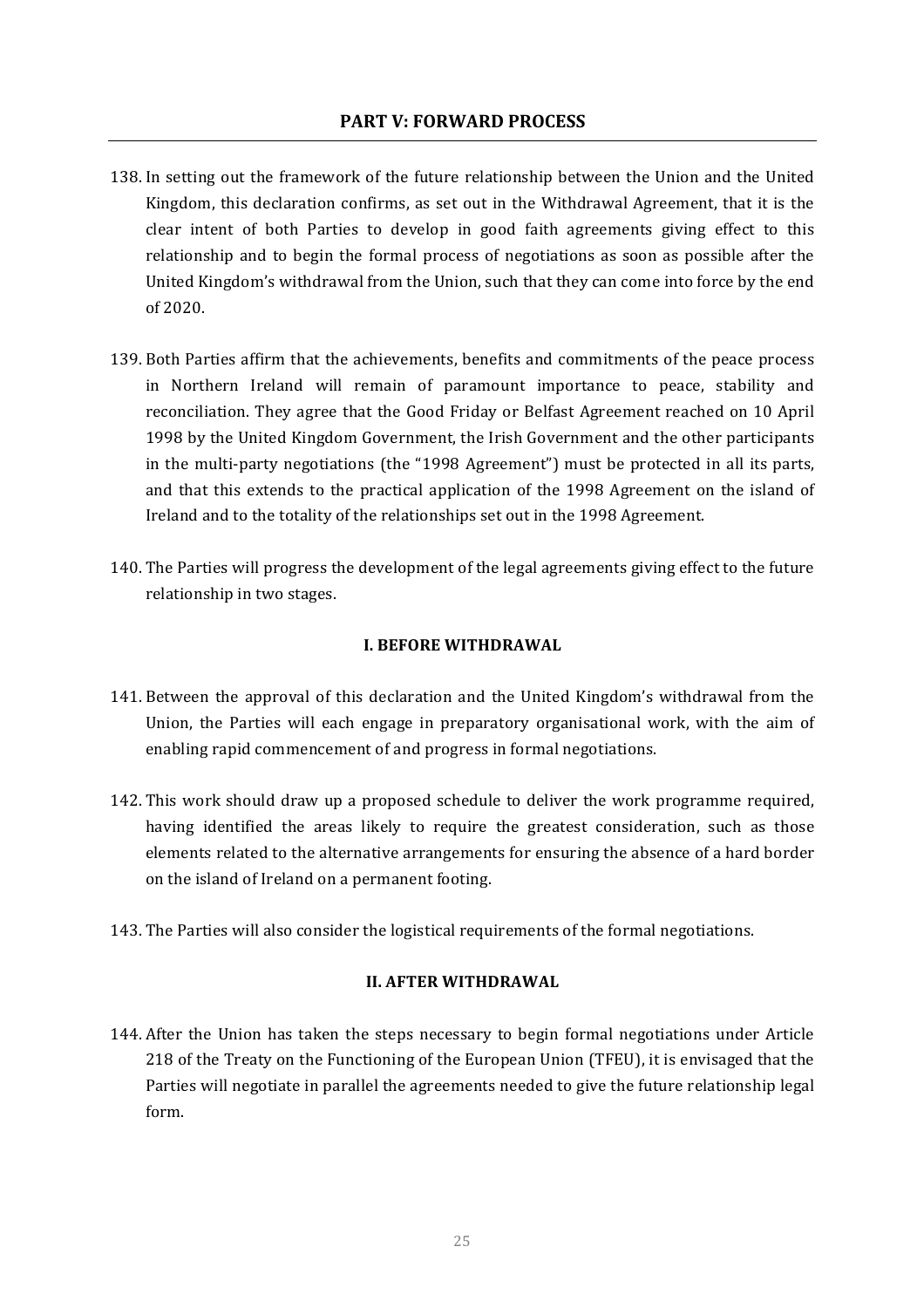## PART V: FORWARD PROCESS

138. In setting out the framework of the future relationship between the Union and the United Kingdom, this declaration confirms, as set out in the Withdrawal Agreement, that it is the clear intent of both Parties to develop in good faith agreements giving effect to this relationship and to begin the formal process of negotiations as soon as possible after the United Kingdom's withdrawal from the Union, such that they can come into force by the end of 2020.

139. Both Parties affirm that the achievements, benefits and commitments of the peace process in Northern Ireland will remain of paramount importance to peace, stability and reconciliation. They agree that the Good Friday or Belfast Agreement reached on 10 April 1998 by the United Kingdom Government, the Irish Government and the other participants in the multi-party negotiations (the "1998 Agreement") must be protected in all its parts, and that this extends to the practical application of the 1998 Agreement on the island of Ireland and to the totality of the relationships set out in the 1998 Agreement.

140. The Parties will progress the development of the legal agreements giving effect to the future relationship in two stages.

### I. BEFORE WITHDRAWAL

141. Between the approval of this declaration and the United Kingdom's withdrawal from the Union, the Parties will each engage in preparatory organisational work, with the aim of enabling rapid commencement of and progress in formal negotiations.

142. This work should draw up a proposed schedule to deliver the work programme required, having identified the areas likely to require the greatest consideration, such as those elements related to the alternative arrangements for ensuring the absence of a hard border on the island of Ireland on a permanent footing.

143. The Parties will also consider the logistical requirements of the formal negotiations.

### II. AFTER WITHDRAWAL

144. After the Union has taken the steps necessary to begin formal negotiations under Article 218 of the Treaty on the Functioning of the European Union (TFEU), it is envisaged that the Parties will negotiate in parallel the agreements needed to give the future relationship legal form.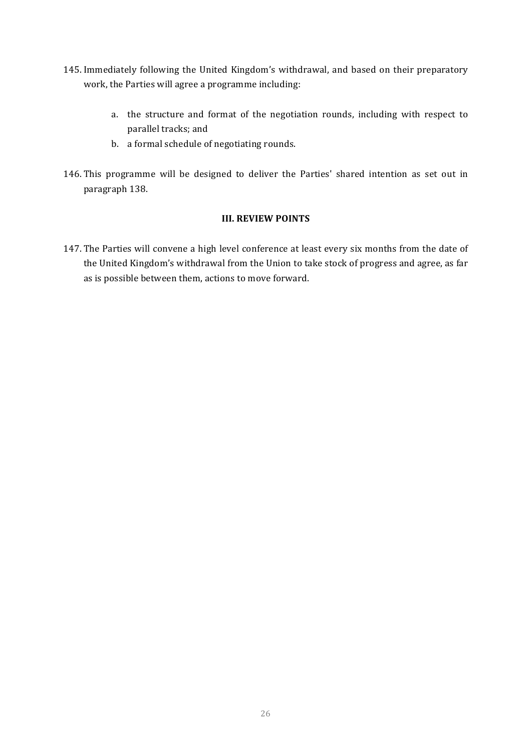145. Immediately following the United Kingdom's withdrawal, and based on their preparatory work, the Parties will agree a programme including:

    a. the structure and format of the negotiation rounds, including with respect to parallel tracks; and
    b. a formal schedule of negotiating rounds.

146. This programme will be designed to deliver the Parties' shared intention as set out in paragraph 138.

### III. REVIEW POINTS

147. The Parties will convene a high level conference at least every six months from the date of the United Kingdom's withdrawal from the Union to take stock of progress and agree, as far as is possible between them, actions to move forward.